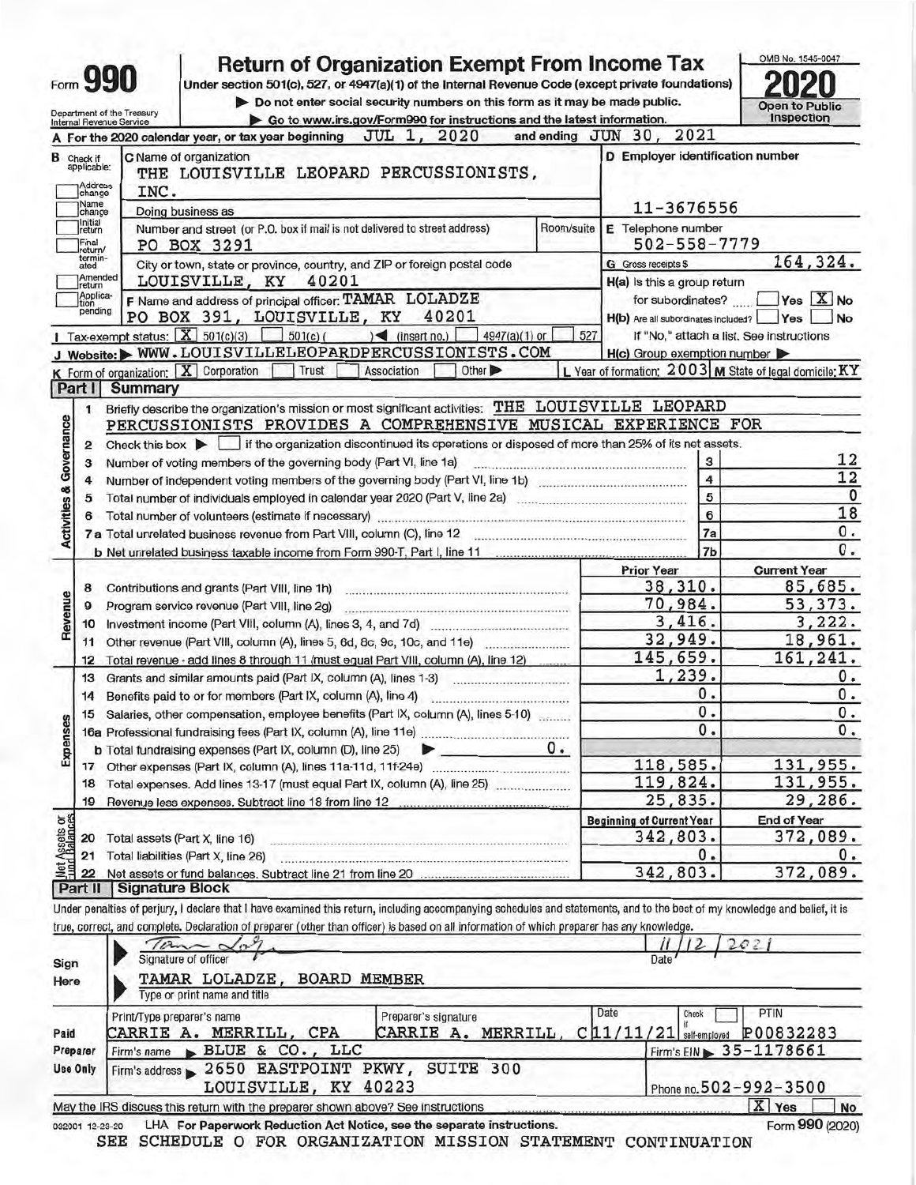# Form 990 — Return of Organization Exempt From Income Tax — 2020

Under section 501(c), 527, or 4947(a)(1) of the Internal Revenue Code (except private foundations)

▶ Do not enter social security numbers on this form as it may be made public.

▶ Go to www.irs.gov/Form990 for instructions and the latest information.

Department of the Treasury
Internal Revenue Service

OMB No. 1545-0047

**Open to Public Inspection**

**A** For the 2020 calendar year, or tax year beginning JUL 1, 2020 and ending JUN 30, 2021

**B** Check if applicable: Address change, Name change, Initial return, Final return/terminated, Amended return, Application pending

**C** Name of organization: THE LOUISVILLE LEOPARD PERCUSSIONISTS, INC.

Doing business as

Number and street (or P.O. box if mail is not delivered to street address): PO BOX 3291 — Room/suite

City or town, state or province, country, and ZIP or foreign postal code: LOUISVILLE, KY 40201

**D** Employer identification number: 11-3676556

**E** Telephone number: 502-558-7779

**G** Gross receipts $ 164,324.

**F** Name and address of principal officer: TAMAR LOLADZE, PO BOX 391, LOUISVILLE, KY 40201

**H(a)** Is this a group return for subordinates? ☐ Yes ☒ No

**H(b)** Are all subordinates included? ☐ Yes ☐ No — If "No," attach a list. See instructions

**H(c)** Group exemption number ▶

**I** Tax-exempt status: ☒ 501(c)(3) ☐ 501(c) ( ) ◀ (insert no.) ☐ 4947(a)(1) or ☐ 527

**J** Website: ▶ WWW.LOUISVILLELEOPARDPERCUSSIONISTS.COM

**K** Form of organization: ☒ Corporation ☐ Trust ☐ Association ☐ Other ▶

**L** Year of formation: 2003 **M** State of legal domicile: KY

## Part I — Summary

### Activities & Governance

1. Briefly describe the organization's mission or most significant activities: THE LOUISVILLE LEOPARD PERCUSSIONISTS PROVIDES A COMPREHENSIVE MUSICAL EXPERIENCE FOR
2. Check this box ▶ ☐ if the organization discontinued its operations or disposed of more than 25% of its net assets.

| Line | Description | | Value |
|---|---|---|---|
| 3 | Number of voting members of the governing body (Part VI, line 1a) | 3 | 12 |
| 4 | Number of independent voting members of the governing body (Part VI, line 1b) | 4 | 12 |
| 5 | Total number of individuals employed in calendar year 2020 (Part V, line 2a) | 5 | 0 |
| 6 | Total number of volunteers (estimate if necessary) | 6 | 18 |
| 7a | Total unrelated business revenue from Part VIII, column (C), line 12 | 7a | 0. |
| 7b | Net unrelated business taxable income from Form 990-T, Part I, line 11 | 7b | 0. |

### Revenue, Expenses, and Net Assets

| Line | Description | Prior Year | Current Year |
|---|---|---|---|
| 8 | Contributions and grants (Part VIII, line 1h) | 38,310. | 85,685. |
| 9 | Program service revenue (Part VIII, line 2g) | 70,984. | 53,373. |
| 10 | Investment income (Part VIII, column (A), lines 3, 4, and 7d) | 3,416. | 3,222. |
| 11 | Other revenue (Part VIII, column (A), lines 5, 6d, 8c, 9c, 10c, and 11e) | 32,949. | 18,961. |
| 12 | Total revenue - add lines 8 through 11 (must equal Part VIII, column (A), line 12) | 145,659. | 161,241. |
| 13 | Grants and similar amounts paid (Part IX, column (A), lines 1-3) | 1,239. | 0. |
| 14 | Benefits paid to or for members (Part IX, column (A), line 4) | 0. | 0. |
| 15 | Salaries, other compensation, employee benefits (Part IX, column (A), lines 5-10) | 0. | 0. |
| 16a | Professional fundraising fees (Part IX, column (A), line 11e) | 0. | 0. |
| b | Total fundraising expenses (Part IX, column (D), line 25) ▶ 0. | | |
| 17 | Other expenses (Part IX, column (A), lines 11a-11d, 11f-24e) | 118,585. | 131,955. |
| 18 | Total expenses. Add lines 13-17 (must equal Part IX, column (A), line 25) | 119,824. | 131,955. |
| 19 | Revenue less expenses. Subtract line 18 from line 12 | 25,835. | 29,286. |

| Line | Description | Beginning of Current Year | End of Year |
|---|---|---|---|
| 20 | Total assets (Part X, line 16) | 342,803. | 372,089. |
| 21 | Total liabilities (Part X, line 26) | 0. | 0. |
| 22 | Net assets or fund balances. Subtract line 21 from line 20 | 342,803. | 372,089. |

## Part II — Signature Block

Under penalties of perjury, I declare that I have examined this return, including accompanying schedules and statements, and to the best of my knowledge and belief, it is true, correct, and complete. Declaration of preparer (other than officer) is based on all information of which preparer has any knowledge.

**Sign Here**

Signature of officer: [signature] — Date: 11/12/2021

TAMAR LOLADZE, BOARD MEMBER
Type or print name and title

**Paid Preparer Use Only**

| Print/Type preparer's name | Preparer's signature | Date | Check if self-employed | PTIN |
|---|---|---|---|---|
| CARRIE A. MERRILL, CPA | CARRIE A. MERRILL, CPA | 11/11/21 | ☐ | P00832283 |

Firm's name ▶ BLUE & CO., LLC — Firm's EIN ▶ 35-1178661

Firm's address ▶ 2650 EASTPOINT PKWY, SUITE 300, LOUISVILLE, KY 40223 — Phone no. 502-992-3500

May the IRS discuss this return with the preparer shown above? See instructions ☒ Yes ☐ No

032001 12-23-20 LHA For Paperwork Reduction Act Notice, see the separate instructions. Form 990 (2020)

SEE SCHEDULE O FOR ORGANIZATION MISSION STATEMENT CONTINUATION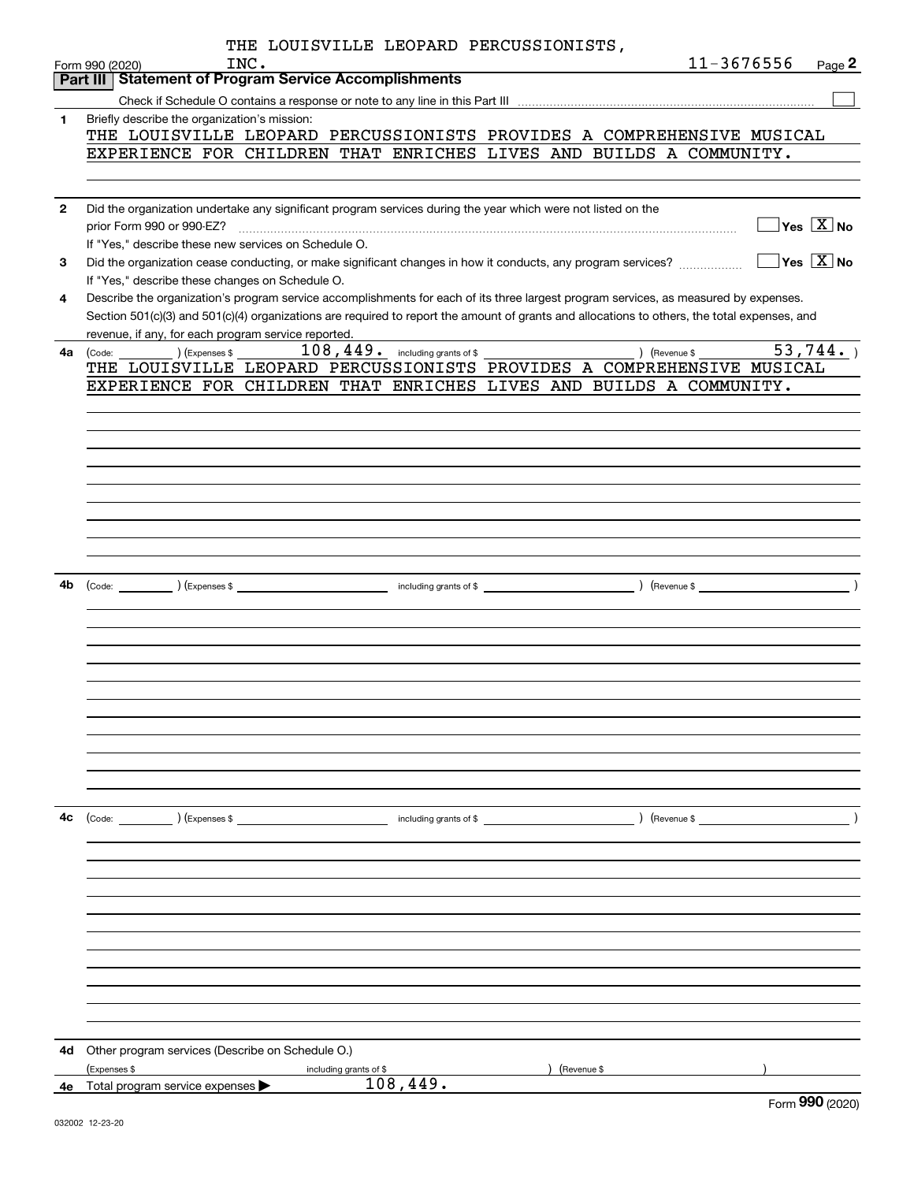THE LOUISVILLE LEOPARD PERCUSSIONISTS, INC. 11-3676556

Form 990 (2020) Page **2**

## Part III Statement of Program Service Accomplishments

Check if Schedule O contains a response or note to any line in this Part III ☐

**1** Briefly describe the organization's mission:

THE LOUISVILLE LEOPARD PERCUSSIONISTS PROVIDES A COMPREHENSIVE MUSICAL EXPERIENCE FOR CHILDREN THAT ENRICHES LIVES AND BUILDS A COMMUNITY.

**2** Did the organization undertake any significant program services during the year which were not listed on the prior Form 990 or 990-EZ? ☐ Yes ☒ No

If "Yes," describe these new services on Schedule O.

**3** Did the organization cease conducting, or make significant changes in how it conducts, any program services? ☐ Yes ☒ No

If "Yes," describe these changes on Schedule O.

**4** Describe the organization's program service accomplishments for each of its three largest program services, as measured by expenses. Section 501(c)(3) and 501(c)(4) organizations are required to report the amount of grants and allocations to others, the total expenses, and revenue, if any, for each program service reported.

**4a** (Code: ) (Expenses $ 108,449. including grants of $ ) (Revenue $ 53,744. )

THE LOUISVILLE LEOPARD PERCUSSIONISTS PROVIDES A COMPREHENSIVE MUSICAL EXPERIENCE FOR CHILDREN THAT ENRICHES LIVES AND BUILDS A COMMUNITY.

**4b** (Code: ) (Expenses $ including grants of $ ) (Revenue $ )

**4c** (Code: ) (Expenses $ including grants of $ ) (Revenue $ )

**4d** Other program services (Describe on Schedule O.)

(Expenses $ including grants of $ ) (Revenue $ )

**4e** Total program service expenses ▶ 108,449.

Form **990** (2020)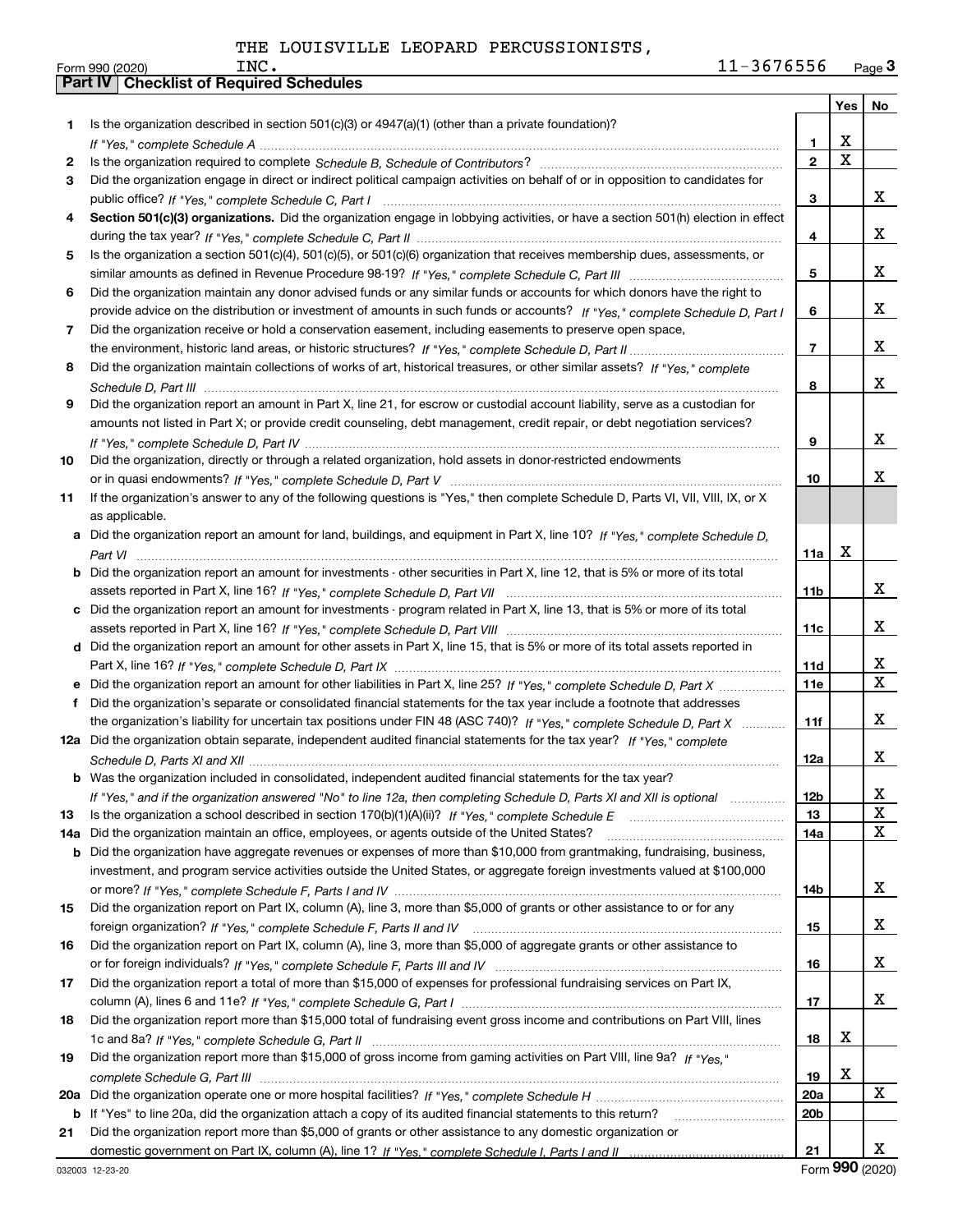THE LOUISVILLE LEOPARD PERCUSSIONISTS, INC. 11-3676556

Form 990 (2020)

## Part IV Checklist of Required Schedules

| | | | Yes | No |
|---|---|---|---|---|
| 1 | Is the organization described in section 501(c)(3) or 4947(a)(1) (other than a private foundation)? *If "Yes," complete Schedule A* | 1 | X | |
| 2 | Is the organization required to complete *Schedule B, Schedule of Contributors*? | 2 | X | |
| 3 | Did the organization engage in direct or indirect political campaign activities on behalf of or in opposition to candidates for public office? *If "Yes," complete Schedule C, Part I* | 3 | | X |
| 4 | **Section 501(c)(3) organizations.** Did the organization engage in lobbying activities, or have a section 501(h) election in effect during the tax year? *If "Yes," complete Schedule C, Part II* | 4 | | X |
| 5 | Is the organization a section 501(c)(4), 501(c)(5), or 501(c)(6) organization that receives membership dues, assessments, or similar amounts as defined in Revenue Procedure 98-19? *If "Yes," complete Schedule C, Part III* | 5 | | X |
| 6 | Did the organization maintain any donor advised funds or any similar funds or accounts for which donors have the right to provide advice on the distribution or investment of amounts in such funds or accounts? *If "Yes," complete Schedule D, Part I* | 6 | | X |
| 7 | Did the organization receive or hold a conservation easement, including easements to preserve open space, the environment, historic land areas, or historic structures? *If "Yes," complete Schedule D, Part II* | 7 | | X |
| 8 | Did the organization maintain collections of works of art, historical treasures, or other similar assets? *If "Yes," complete Schedule D, Part III* | 8 | | X |
| 9 | Did the organization report an amount in Part X, line 21, for escrow or custodial account liability, serve as a custodian for amounts not listed in Part X; or provide credit counseling, debt management, credit repair, or debt negotiation services? *If "Yes," complete Schedule D, Part IV* | 9 | | X |
| 10 | Did the organization, directly or through a related organization, hold assets in donor-restricted endowments or in quasi endowments? *If "Yes," complete Schedule D, Part V* | 10 | | X |
| 11 | If the organization's answer to any of the following questions is "Yes," then complete Schedule D, Parts VI, VII, VIII, IX, or X as applicable. | | | |
| a | Did the organization report an amount for land, buildings, and equipment in Part X, line 10? *If "Yes," complete Schedule D, Part VI* | 11a | X | |
| b | Did the organization report an amount for investments - other securities in Part X, line 12, that is 5% or more of its total assets reported in Part X, line 16? *If "Yes," complete Schedule D, Part VII* | 11b | | X |
| c | Did the organization report an amount for investments - program related in Part X, line 13, that is 5% or more of its total assets reported in Part X, line 16? *If "Yes," complete Schedule D, Part VIII* | 11c | | X |
| d | Did the organization report an amount for other assets in Part X, line 15, that is 5% or more of its total assets reported in Part X, line 16? *If "Yes," complete Schedule D, Part IX* | 11d | | X |
| e | Did the organization report an amount for other liabilities in Part X, line 25? *If "Yes," complete Schedule D, Part X* | 11e | | X |
| f | Did the organization's separate or consolidated financial statements for the tax year include a footnote that addresses the organization's liability for uncertain tax positions under FIN 48 (ASC 740)? *If "Yes," complete Schedule D, Part X* | 11f | | X |
| 12a | Did the organization obtain separate, independent audited financial statements for the tax year? *If "Yes," complete Schedule D, Parts XI and XII* | 12a | | X |
| b | Was the organization included in consolidated, independent audited financial statements for the tax year? *If "Yes," and if the organization answered "No" to line 12a, then completing Schedule D, Parts XI and XII is optional* | 12b | | X |
| 13 | Is the organization a school described in section 170(b)(1)(A)(ii)? *If "Yes," complete Schedule E* | 13 | | X |
| 14a | Did the organization maintain an office, employees, or agents outside of the United States? | 14a | | X |
| b | Did the organization have aggregate revenues or expenses of more than $10,000 from grantmaking, fundraising, business, investment, and program service activities outside the United States, or aggregate foreign investments valued at $100,000 or more? *If "Yes," complete Schedule F, Parts I and IV* | 14b | | X |
| 15 | Did the organization report on Part IX, column (A), line 3, more than $5,000 of grants or other assistance to or for any foreign organization? *If "Yes," complete Schedule F, Parts II and IV* | 15 | | X |
| 16 | Did the organization report on Part IX, column (A), line 3, more than $5,000 of aggregate grants or other assistance to or for foreign individuals? *If "Yes," complete Schedule F, Parts III and IV* | 16 | | X |
| 17 | Did the organization report a total of more than $15,000 of expenses for professional fundraising services on Part IX, column (A), lines 6 and 11e? *If "Yes," complete Schedule G, Part I* | 17 | | X |
| 18 | Did the organization report more than $15,000 total of fundraising event gross income and contributions on Part VIII, lines 1c and 8a? *If "Yes," complete Schedule G, Part II* | 18 | X | |
| 19 | Did the organization report more than $15,000 of gross income from gaming activities on Part VIII, line 9a? *If "Yes," complete Schedule G, Part III* | 19 | X | |
| 20a | Did the organization operate one or more hospital facilities? *If "Yes," complete Schedule H* | 20a | | X |
| b | If "Yes" to line 20a, did the organization attach a copy of its audited financial statements to this return? | 20b | | |
| 21 | Did the organization report more than $5,000 of grants or other assistance to any domestic organization or domestic government on Part IX, column (A), line 1? *If "Yes," complete Schedule I, Parts I and II* | 21 | | X |

032003 12-23-20

Form **990** (2020)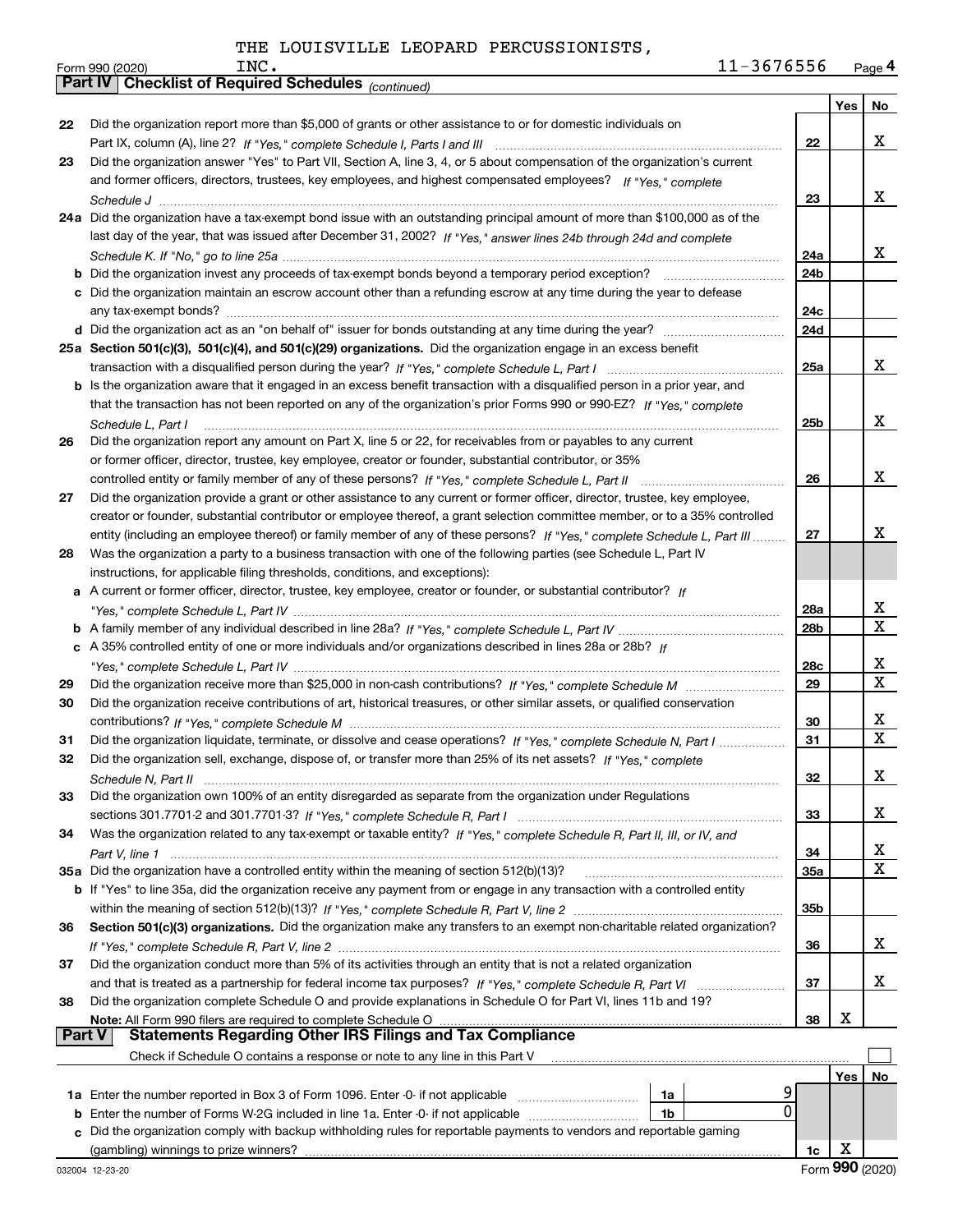THE LOUISVILLE LEOPARD PERCUSSIONISTS, INC. 11-3676556

Form 990 (2020) Page 4

## Part IV Checklist of Required Schedules *(continued)*

| | | | Yes | No |
|---|---|---|---|---|
| 22 | Did the organization report more than $5,000 of grants or other assistance to or for domestic individuals on Part IX, column (A), line 2? *If "Yes," complete Schedule I, Parts I and III* | 22 | | X |
| 23 | Did the organization answer "Yes" to Part VII, Section A, line 3, 4, or 5 about compensation of the organization's current and former officers, directors, trustees, key employees, and highest compensated employees? *If "Yes," complete Schedule J* | 23 | | X |
| 24a | Did the organization have a tax-exempt bond issue with an outstanding principal amount of more than $100,000 as of the last day of the year, that was issued after December 31, 2002? *If "Yes," answer lines 24b through 24d and complete Schedule K. If "No," go to line 25a* | 24a | | X |
| b | Did the organization invest any proceeds of tax-exempt bonds beyond a temporary period exception? | 24b | | |
| c | Did the organization maintain an escrow account other than a refunding escrow at any time during the year to defease any tax-exempt bonds? | 24c | | |
| d | Did the organization act as an "on behalf of" issuer for bonds outstanding at any time during the year? | 24d | | |
| 25a | **Section 501(c)(3), 501(c)(4), and 501(c)(29) organizations.** Did the organization engage in an excess benefit transaction with a disqualified person during the year? *If "Yes," complete Schedule L, Part I* | 25a | | X |
| b | Is the organization aware that it engaged in an excess benefit transaction with a disqualified person in a prior year, and that the transaction has not been reported on any of the organization's prior Forms 990 or 990-EZ? *If "Yes," complete Schedule L, Part I* | 25b | | X |
| 26 | Did the organization report any amount on Part X, line 5 or 22, for receivables from or payables to any current or former officer, director, trustee, key employee, creator or founder, substantial contributor, or 35% controlled entity or family member of any of these persons? *If "Yes," complete Schedule L, Part II* | 26 | | X |
| 27 | Did the organization provide a grant or other assistance to any current or former officer, director, trustee, key employee, creator or founder, substantial contributor or employee thereof, a grant selection committee member, or to a 35% controlled entity (including an employee thereof) or family member of any of these persons? *If "Yes," complete Schedule L, Part III* | 27 | | X |
| 28 | Was the organization a party to a business transaction with one of the following parties (see Schedule L, Part IV instructions, for applicable filing thresholds, conditions, and exceptions): | | | |
| a | A current or former officer, director, trustee, key employee, creator or founder, or substantial contributor? *If "Yes," complete Schedule L, Part IV* | 28a | | X |
| b | A family member of any individual described in line 28a? *If "Yes," complete Schedule L, Part IV* | 28b | | X |
| c | A 35% controlled entity of one or more individuals and/or organizations described in lines 28a or 28b? *If "Yes," complete Schedule L, Part IV* | 28c | | X |
| 29 | Did the organization receive more than $25,000 in non-cash contributions? *If "Yes," complete Schedule M* | 29 | | X |
| 30 | Did the organization receive contributions of art, historical treasures, or other similar assets, or qualified conservation contributions? *If "Yes," complete Schedule M* | 30 | | X |
| 31 | Did the organization liquidate, terminate, or dissolve and cease operations? *If "Yes," complete Schedule N, Part I* | 31 | | X |
| 32 | Did the organization sell, exchange, dispose of, or transfer more than 25% of its net assets? *If "Yes," complete Schedule N, Part II* | 32 | | X |
| 33 | Did the organization own 100% of an entity disregarded as separate from the organization under Regulations sections 301.7701-2 and 301.7701-3? *If "Yes," complete Schedule R, Part I* | 33 | | X |
| 34 | Was the organization related to any tax-exempt or taxable entity? *If "Yes," complete Schedule R, Part II, III, or IV, and Part V, line 1* | 34 | | X |
| 35a | Did the organization have a controlled entity within the meaning of section 512(b)(13)? | 35a | | X |
| b | If "Yes" to line 35a, did the organization receive any payment from or engage in any transaction with a controlled entity within the meaning of section 512(b)(13)? *If "Yes," complete Schedule R, Part V, line 2* | 35b | | |
| 36 | **Section 501(c)(3) organizations.** Did the organization make any transfers to an exempt non-charitable related organization? *If "Yes," complete Schedule R, Part V, line 2* | 36 | | X |
| 37 | Did the organization conduct more than 5% of its activities through an entity that is not a related organization and that is treated as a partnership for federal income tax purposes? *If "Yes," complete Schedule R, Part VI* | 37 | | X |
| 38 | Did the organization complete Schedule O and provide explanations in Schedule O for Part VI, lines 11b and 19? **Note:** All Form 990 filers are required to complete Schedule O | 38 | X | |

## Part V Statements Regarding Other IRS Filings and Tax Compliance

Check if Schedule O contains a response or note to any line in this Part V ☐

| | | | | | Yes | No |
|---|---|---|---|---|---|---|
| 1a | Enter the number reported in Box 3 of Form 1096. Enter -0- if not applicable | 1a | 9 | | | |
| b | Enter the number of Forms W-2G included in line 1a. Enter -0- if not applicable | 1b | 0 | | | |
| c | Did the organization comply with backup withholding rules for reportable payments to vendors and reportable gaming (gambling) winnings to prize winners? | | | 1c | X | |

032004 12-23-20 Form **990** (2020)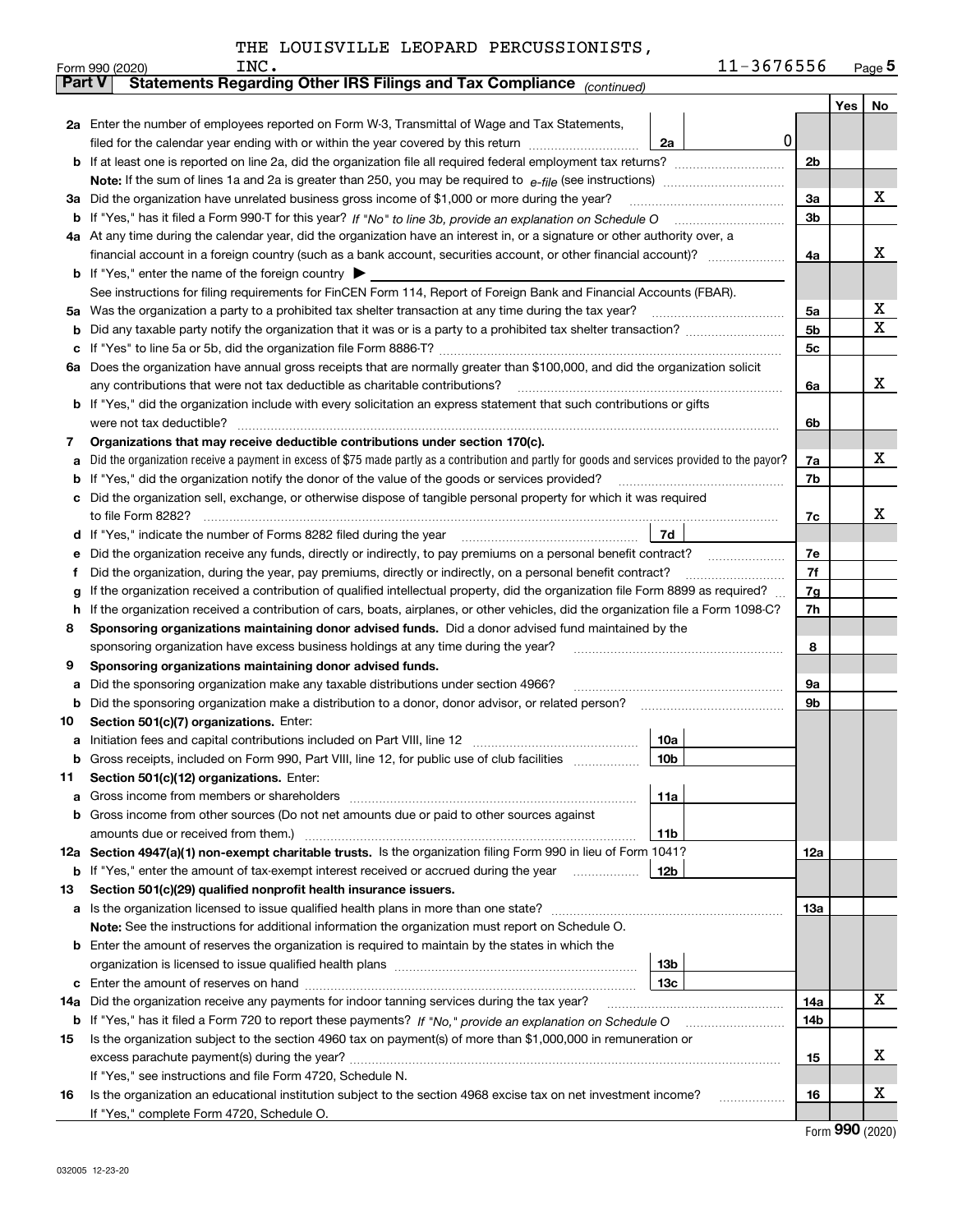THE LOUISVILLE LEOPARD PERCUSSIONISTS, INC. 11-3676556

Form 990 (2020)

## Part V Statements Regarding Other IRS Filings and Tax Compliance *(continued)*

| | | | | | Yes | No |
|---|---|---|---|---|---|---|
| **2a** | Enter the number of employees reported on Form W-3, Transmittal of Wage and Tax Statements, filed for the calendar year ending with or within the year covered by this return | 2a | 0 | | | |
| **b** | If at least one is reported on line 2a, did the organization file all required federal employment tax returns? | | | 2b | | |
| | **Note:** If the sum of lines 1a and 2a is greater than 250, you may be required to *e-file* (see instructions) | | | | | |
| **3a** | Did the organization have unrelated business gross income of $1,000 or more during the year? | | | 3a | | X |
| **b** | If "Yes," has it filed a Form 990-T for this year? *If "No" to line 3b, provide an explanation on Schedule O* | | | 3b | | |
| **4a** | At any time during the calendar year, did the organization have an interest in, or a signature or other authority over, a financial account in a foreign country (such as a bank account, securities account, or other financial account)? | | | 4a | | X |
| **b** | If "Yes," enter the name of the foreign country ▶ | | | | | |
| | See instructions for filing requirements for FinCEN Form 114, Report of Foreign Bank and Financial Accounts (FBAR). | | | | | |
| **5a** | Was the organization a party to a prohibited tax shelter transaction at any time during the tax year? | | | 5a | | X |
| **b** | Did any taxable party notify the organization that it was or is a party to a prohibited tax shelter transaction? | | | 5b | | X |
| **c** | If "Yes" to line 5a or 5b, did the organization file Form 8886-T? | | | 5c | | |
| **6a** | Does the organization have annual gross receipts that are normally greater than $100,000, and did the organization solicit any contributions that were not tax deductible as charitable contributions? | | | 6a | | X |
| **b** | If "Yes," did the organization include with every solicitation an express statement that such contributions or gifts were not tax deductible? | | | 6b | | |
| **7** | **Organizations that may receive deductible contributions under section 170(c).** | | | | | |
| **a** | Did the organization receive a payment in excess of $75 made partly as a contribution and partly for goods and services provided to the payor? | | | 7a | | X |
| **b** | If "Yes," did the organization notify the donor of the value of the goods or services provided? | | | 7b | | |
| **c** | Did the organization sell, exchange, or otherwise dispose of tangible personal property for which it was required to file Form 8282? | | | 7c | | X |
| **d** | If "Yes," indicate the number of Forms 8282 filed during the year | 7d | | | | |
| **e** | Did the organization receive any funds, directly or indirectly, to pay premiums on a personal benefit contract? | | | 7e | | |
| **f** | Did the organization, during the year, pay premiums, directly or indirectly, on a personal benefit contract? | | | 7f | | |
| **g** | If the organization received a contribution of qualified intellectual property, did the organization file Form 8899 as required? | | | 7g | | |
| **h** | If the organization received a contribution of cars, boats, airplanes, or other vehicles, did the organization file a Form 1098-C? | | | 7h | | |
| **8** | **Sponsoring organizations maintaining donor advised funds.** Did a donor advised fund maintained by the sponsoring organization have excess business holdings at any time during the year? | | | 8 | | |
| **9** | **Sponsoring organizations maintaining donor advised funds.** | | | | | |
| **a** | Did the sponsoring organization make any taxable distributions under section 4966? | | | 9a | | |
| **b** | Did the sponsoring organization make a distribution to a donor, donor advisor, or related person? | | | 9b | | |
| **10** | **Section 501(c)(7) organizations.** Enter: | | | | | |
| **a** | Initiation fees and capital contributions included on Part VIII, line 12 | 10a | | | | |
| **b** | Gross receipts, included on Form 990, Part VIII, line 12, for public use of club facilities | 10b | | | | |
| **11** | **Section 501(c)(12) organizations.** Enter: | | | | | |
| **a** | Gross income from members or shareholders | 11a | | | | |
| **b** | Gross income from other sources (Do not net amounts due or paid to other sources against amounts due or received from them.) | 11b | | | | |
| **12a** | **Section 4947(a)(1) non-exempt charitable trusts.** Is the organization filing Form 990 in lieu of Form 1041? | | | 12a | | |
| **b** | If "Yes," enter the amount of tax-exempt interest received or accrued during the year | 12b | | | | |
| **13** | **Section 501(c)(29) qualified nonprofit health insurance issuers.** | | | | | |
| **a** | Is the organization licensed to issue qualified health plans in more than one state? | | | 13a | | |
| | **Note:** See the instructions for additional information the organization must report on Schedule O. | | | | | |
| **b** | Enter the amount of reserves the organization is required to maintain by the states in which the organization is licensed to issue qualified health plans | 13b | | | | |
| **c** | Enter the amount of reserves on hand | 13c | | | | |
| **14a** | Did the organization receive any payments for indoor tanning services during the tax year? | | | 14a | | X |
| **b** | If "Yes," has it filed a Form 720 to report these payments? *If "No," provide an explanation on Schedule O* | | | 14b | | |
| **15** | Is the organization subject to the section 4960 tax on payment(s) of more than $1,000,000 in remuneration or excess parachute payment(s) during the year? | | | 15 | | X |
| | If "Yes," see instructions and file Form 4720, Schedule N. | | | | | |
| **16** | Is the organization an educational institution subject to the section 4968 excise tax on net investment income? | | | 16 | | X |
| | If "Yes," complete Form 4720, Schedule O. | | | | | |

Form **990** (2020)

032005 12-23-20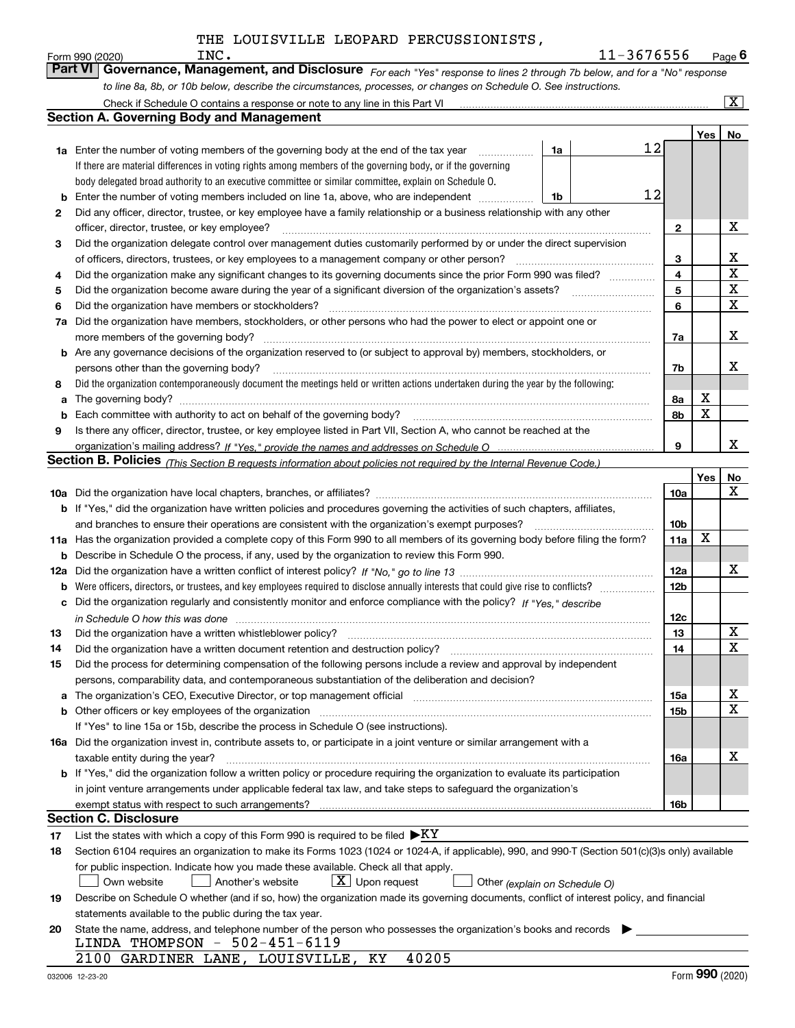THE LOUISVILLE LEOPARD PERCUSSIONISTS, INC. 11-3676556

Form 990 (2020) Page 6

## Part VI Governance, Management, and Disclosure

*For each "Yes" response to lines 2 through 7b below, and for a "No" response to line 8a, 8b, or 10b below, describe the circumstances, processes, or changes on Schedule O. See instructions.*

Check if Schedule O contains a response or note to any line in this Part VI [X]

### Section A. Governing Body and Management

| | | | | Yes | No |
|---|---|---|---|---|---|
| 1a | Enter the number of voting members of the governing body at the end of the tax year. If there are material differences in voting rights among members of the governing body, or if the governing body delegated broad authority to an executive committee or similar committee, explain on Schedule O. | 1a: 12 | | | |
| b | Enter the number of voting members included on line 1a, above, who are independent | 1b: 12 | | | |
| 2 | Did any officer, director, trustee, or key employee have a family relationship or a business relationship with any other officer, director, trustee, or key employee? | | 2 | | X |
| 3 | Did the organization delegate control over management duties customarily performed by or under the direct supervision of officers, directors, trustees, or key employees to a management company or other person? | | 3 | | X |
| 4 | Did the organization make any significant changes to its governing documents since the prior Form 990 was filed? | | 4 | | X |
| 5 | Did the organization become aware during the year of a significant diversion of the organization's assets? | | 5 | | X |
| 6 | Did the organization have members or stockholders? | | 6 | | X |
| 7a | Did the organization have members, stockholders, or other persons who had the power to elect or appoint one or more members of the governing body? | | 7a | | X |
| b | Are any governance decisions of the organization reserved to (or subject to approval by) members, stockholders, or persons other than the governing body? | | 7b | | X |
| 8 | Did the organization contemporaneously document the meetings held or written actions undertaken during the year by the following: | | | | |
| a | The governing body? | | 8a | X | |
| b | Each committee with authority to act on behalf of the governing body? | | 8b | X | |
| 9 | Is there any officer, director, trustee, or key employee listed in Part VII, Section A, who cannot be reached at the organization's mailing address? *If "Yes," provide the names and addresses on Schedule O* | | 9 | | X |

### Section B. Policies *(This Section B requests information about policies not required by the Internal Revenue Code.)*

| | | | Yes | No |
|---|---|---|---|---|
| 10a | Did the organization have local chapters, branches, or affiliates? | 10a | | X |
| b | If "Yes," did the organization have written policies and procedures governing the activities of such chapters, affiliates, and branches to ensure their operations are consistent with the organization's exempt purposes? | 10b | | |
| 11a | Has the organization provided a complete copy of this Form 990 to all members of its governing body before filing the form? | 11a | X | |
| b | Describe in Schedule O the process, if any, used by the organization to review this Form 990. | | | |
| 12a | Did the organization have a written conflict of interest policy? *If "No," go to line 13* | 12a | | X |
| b | Were officers, directors, or trustees, and key employees required to disclose annually interests that could give rise to conflicts? | 12b | | |
| c | Did the organization regularly and consistently monitor and enforce compliance with the policy? *If "Yes," describe in Schedule O how this was done* | 12c | | |
| 13 | Did the organization have a written whistleblower policy? | 13 | | X |
| 14 | Did the organization have a written document retention and destruction policy? | 14 | | X |
| 15 | Did the process for determining compensation of the following persons include a review and approval by independent persons, comparability data, and contemporaneous substantiation of the deliberation and decision? | | | |
| a | The organization's CEO, Executive Director, or top management official | 15a | | X |
| b | Other officers or key employees of the organization | 15b | | X |
| | If "Yes" to line 15a or 15b, describe the process in Schedule O (see instructions). | | | |
| 16a | Did the organization invest in, contribute assets to, or participate in a joint venture or similar arrangement with a taxable entity during the year? | 16a | | X |
| b | If "Yes," did the organization follow a written policy or procedure requiring the organization to evaluate its participation in joint venture arrangements under applicable federal tax law, and take steps to safeguard the organization's exempt status with respect to such arrangements? | 16b | | |

### Section C. Disclosure

17 List the states with which a copy of this Form 990 is required to be filed ▶KY

18 Section 6104 requires an organization to make its Forms 1023 (1024 or 1024-A, if applicable), 990, and 990-T (Section 501(c)(3)s only) available for public inspection. Indicate how you made these available. Check all that apply.

[ ] Own website [ ] Another's website [X] Upon request [ ] Other *(explain on Schedule O)*

19 Describe on Schedule O whether (and if so, how) the organization made its governing documents, conflict of interest policy, and financial statements available to the public during the tax year.

20 State the name, address, and telephone number of the person who possesses the organization's books and records ▶

LINDA THOMPSON - 502-451-6119
2100 GARDINER LANE, LOUISVILLE, KY 40205

032006 12-23-20 Form 990 (2020)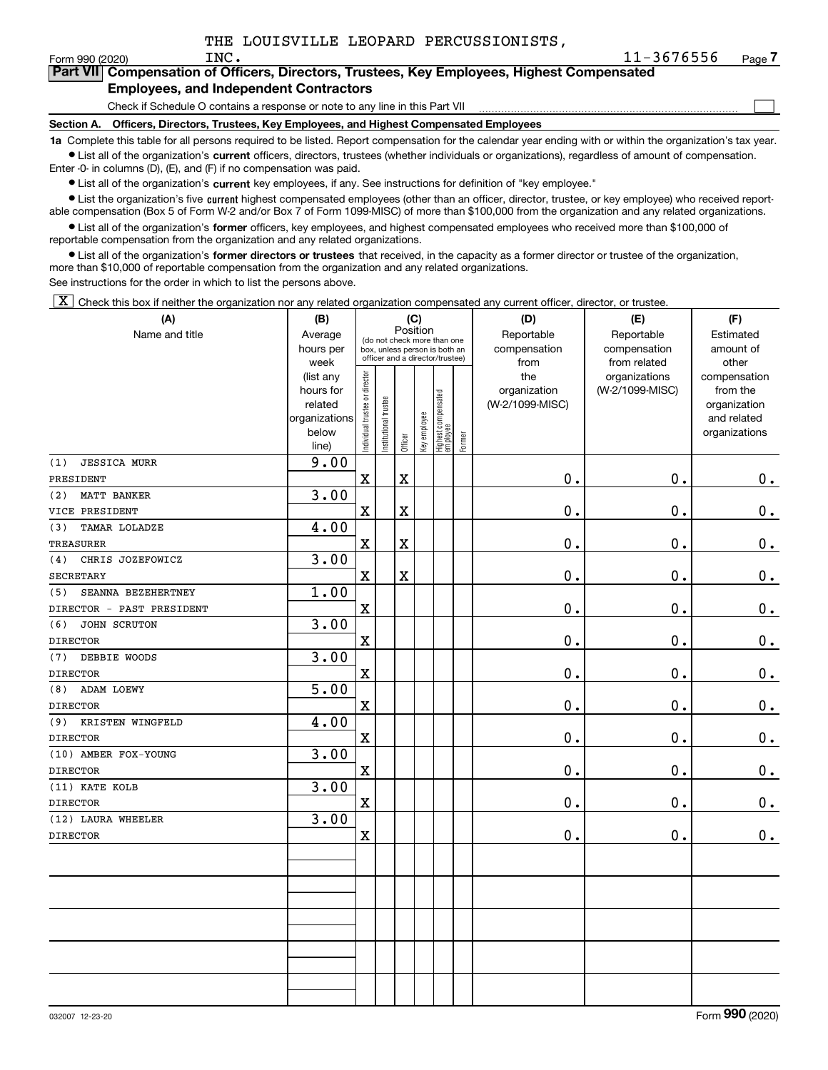THE LOUISVILLE LEOPARD PERCUSSIONISTS, INC. 11-3676556

Form 990 (2020) Page 7

## Part VII Compensation of Officers, Directors, Trustees, Key Employees, Highest Compensated Employees, and Independent Contractors

Check if Schedule O contains a response or note to any line in this Part VII ☐

**Section A. Officers, Directors, Trustees, Key Employees, and Highest Compensated Employees**

**1a** Complete this table for all persons required to be listed. Report compensation for the calendar year ending with or within the organization's tax year.

- List all of the organization's **current** officers, directors, trustees (whether individuals or organizations), regardless of amount of compensation. Enter -0- in columns (D), (E), and (F) if no compensation was paid.
- List all of the organization's **current** key employees, if any. See instructions for definition of "key employee."
- List the organization's five **current** highest compensated employees (other than an officer, director, trustee, or key employee) who received reportable compensation (Box 5 of Form W-2 and/or Box 7 of Form 1099-MISC) of more than $100,000 from the organization and any related organizations.
- List all of the organization's **former** officers, key employees, and highest compensated employees who received more than $100,000 of reportable compensation from the organization and any related organizations.
- List all of the organization's **former directors or trustees** that received, in the capacity as a former director or trustee of the organization, more than $10,000 of reportable compensation from the organization and any related organizations.

See instructions for the order in which to list the persons above.

☒ Check this box if neither the organization nor any related organization compensated any current officer, director, or trustee.

| (A) Name and title | (B) Average hours per week (list any hours for related organizations below line) | (C) Position: Individual trustee or director | Institutional trustee | Officer | Key employee | Highest compensated employee | Former | (D) Reportable compensation from the organization (W-2/1099-MISC) | (E) Reportable compensation from related organizations (W-2/1099-MISC) | (F) Estimated amount of other compensation from the organization and related organizations |
|---|---|---|---|---|---|---|---|---|---|---|
| (1) JESSICA MURR<br>PRESIDENT | 9.00 | X | | X | | | | 0. | 0. | 0. |
| (2) MATT BANKER<br>VICE PRESIDENT | 3.00 | X | | X | | | | 0. | 0. | 0. |
| (3) TAMAR LOLADZE<br>TREASURER | 4.00 | X | | X | | | | 0. | 0. | 0. |
| (4) CHRIS JOZEFOWICZ<br>SECRETARY | 3.00 | X | | X | | | | 0. | 0. | 0. |
| (5) SEANNA BEZEHERTNEY<br>DIRECTOR - PAST PRESIDENT | 1.00 | X | | | | | | 0. | 0. | 0. |
| (6) JOHN SCRUTON<br>DIRECTOR | 3.00 | X | | | | | | 0. | 0. | 0. |
| (7) DEBBIE WOODS<br>DIRECTOR | 3.00 | X | | | | | | 0. | 0. | 0. |
| (8) ADAM LOEWY<br>DIRECTOR | 5.00 | X | | | | | | 0. | 0. | 0. |
| (9) KRISTEN WINGFELD<br>DIRECTOR | 4.00 | X | | | | | | 0. | 0. | 0. |
| (10) AMBER FOX-YOUNG<br>DIRECTOR | 3.00 | X | | | | | | 0. | 0. | 0. |
| (11) KATE KOLB<br>DIRECTOR | 3.00 | X | | | | | | 0. | 0. | 0. |
| (12) LAURA WHEELER<br>DIRECTOR | 3.00 | X | | | | | | 0. | 0. | 0. |

032007 12-23-20 Form **990** (2020)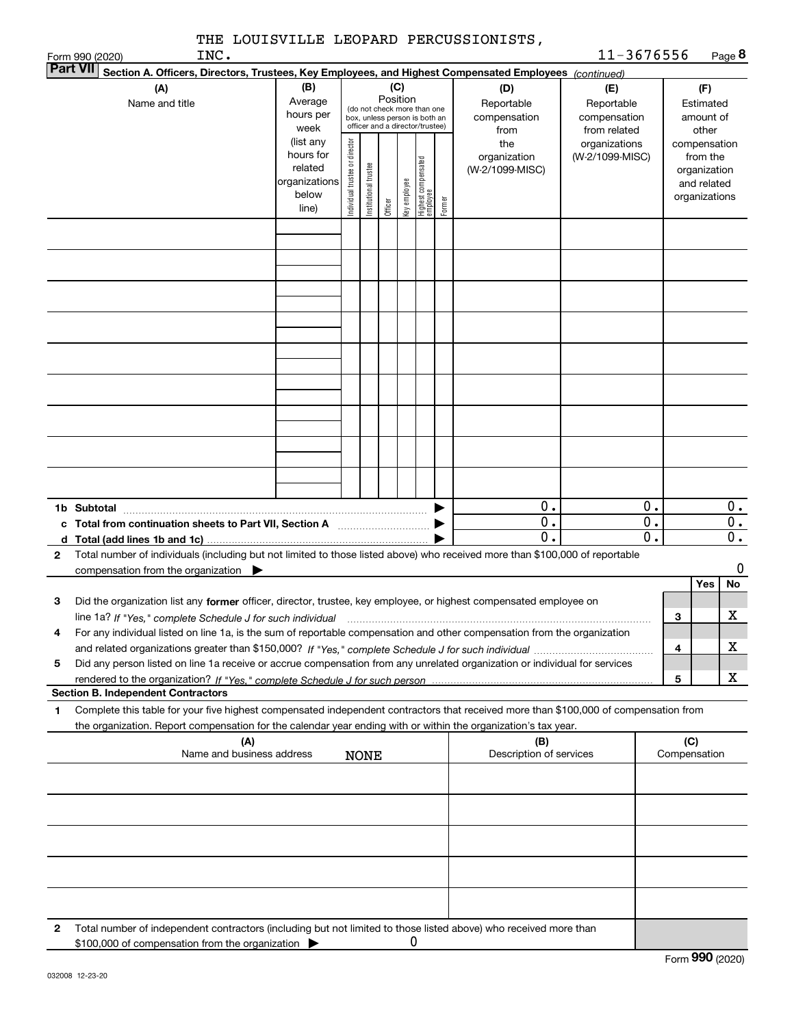THE LOUISVILLE LEOPARD PERCUSSIONISTS, INC.

11-3676556

Form 990 (2020)

## Part VII Section A. Officers, Directors, Trustees, Key Employees, and Highest Compensated Employees *(continued)*

| (A) Name and title | (B) Average hours per week (list any hours for related organizations below line) | (C) Position: Individual trustee or director | Institutional trustee | Officer | Key employee | Highest compensated employee | Former | (D) Reportable compensation from the organization (W-2/1099-MISC) | (E) Reportable compensation from related organizations (W-2/1099-MISC) | (F) Estimated amount of other compensation from the organization and related organizations |
|---|---|---|---|---|---|---|---|---|---|---|
| | | | | | | | | | | |
| | | | | | | | | | | |
| | | | | | | | | | | |
| | | | | | | | | | | |
| | | | | | | | | | | |
| | | | | | | | | | | |
| | | | | | | | | | | |
| | | | | | | | | | | |
| | | | | | | | | | | |
| **1b Subtotal** | | | | | | | | 0. | 0. | 0. |
| **c Total from continuation sheets to Part VII, Section A** | | | | | | | | 0. | 0. | 0. |
| **d Total (add lines 1b and 1c)** | | | | | | | | 0. | 0. | 0. |

**2** Total number of individuals (including but not limited to those listed above) who received more than $100,000 of reportable compensation from the organization ▶ 0

| | | Yes | No |
|---|---|---|---|
| **3** Did the organization list any **former** officer, director, trustee, key employee, or highest compensated employee on line 1a? *If "Yes," complete Schedule J for such individual* | 3 | | X |
| **4** For any individual listed on line 1a, is the sum of reportable compensation and other compensation from the organization and related organizations greater than $150,000? *If "Yes," complete Schedule J for such individual* | 4 | | X |
| **5** Did any person listed on line 1a receive or accrue compensation from any unrelated organization or individual for services rendered to the organization? *If "Yes," complete Schedule J for such person* | 5 | | X |

### Section B. Independent Contractors

**1** Complete this table for your five highest compensated independent contractors that received more than $100,000 of compensation from the organization. Report compensation for the calendar year ending with or within the organization's tax year.

| (A) Name and business address NONE | (B) Description of services | (C) Compensation |
|---|---|---|
| | | |
| | | |
| | | |
| | | |
| | | |

**2** Total number of independent contractors (including but not limited to those listed above) who received more than $100,000 of compensation from the organization ▶ 0

Form **990** (2020)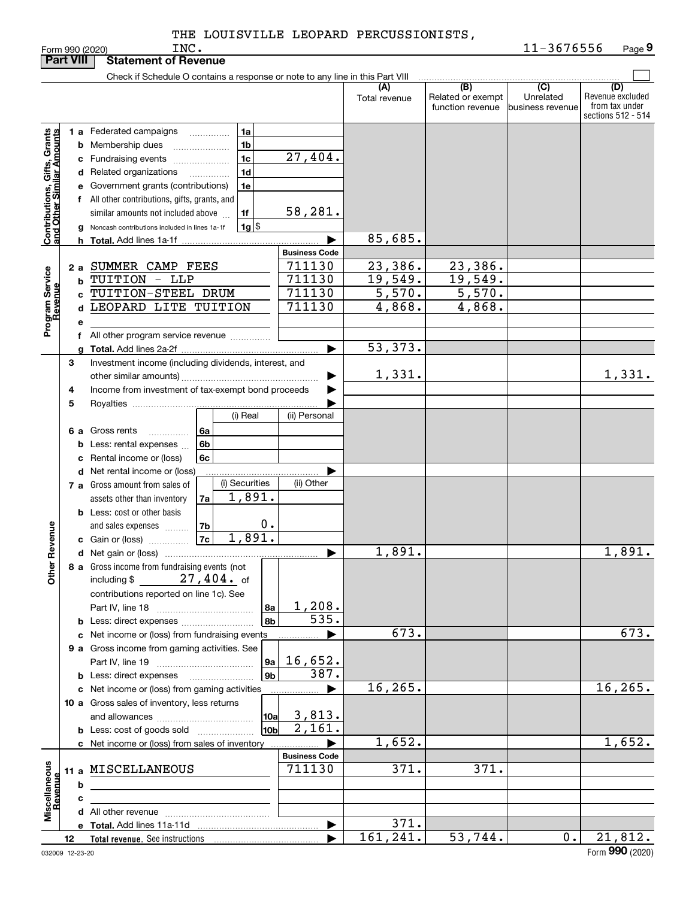THE LOUISVILLE LEOPARD PERCUSSIONISTS, INC. 11-3676556

Form 990 (2020)

## Part VIII Statement of Revenue

Check if Schedule O contains a response or note to any line in this Part VIII

| | | | | (A) Total revenue | (B) Related or exempt function revenue | (C) Unrelated business revenue | (D) Revenue excluded from tax under sections 512 - 514 |
|---|---|---|---|---|---|---|---|
| **Contributions, Gifts, Grants and Other Similar Amounts** | 1 a Federated campaigns | 1a | | | | | |
| | b Membership dues | 1b | | | | | |
| | c Fundraising events | 1c | 27,404. | | | | |
| | d Related organizations | 1d | | | | | |
| | e Government grants (contributions) | 1e | | | | | |
| | f All other contributions, gifts, grants, and similar amounts not included above | 1f | 58,281. | | | | |
| | g Noncash contributions included in lines 1a-1f | 1g | $ | | | | |
| | h **Total.** Add lines 1a-1f | | | 85,685. | | | |
| **Program Service Revenue** | | | **Business Code** | | | | |
| | 2 a SUMMER CAMP FEES | | 711130 | 23,386. | 23,386. | | |
| | b TUITION - LLP | | 711130 | 19,549. | 19,549. | | |
| | c TUITION-STEEL DRUM | | 711130 | 5,570. | 5,570. | | |
| | d LEOPARD LITE TUITION | | 711130 | 4,868. | 4,868. | | |
| | e | | | | | | |
| | f All other program service revenue | | | | | | |
| | g **Total.** Add lines 2a-2f | | | 53,373. | | | |
| **Other Revenue** | 3 Investment income (including dividends, interest, and other similar amounts) | | | 1,331. | | | 1,331. |
| | 4 Income from investment of tax-exempt bond proceeds | | | | | | |
| | 5 Royalties | | | | | | |
| | | | (i) Real / (ii) Personal | | | | |
| | 6 a Gross rents | 6a | | | | | |
| | b Less: rental expenses | 6b | | | | | |
| | c Rental income or (loss) | 6c | | | | | |
| | d Net rental income or (loss) | | | | | | |
| | 7 a Gross amount from sales of assets other than inventory | 7a | (i) Securities 1,891. / (ii) Other | | | | |
| | b Less: cost or other basis and sales expenses | 7b | (i) 0. | | | | |
| | c Gain or (loss) | 7c | (i) 1,891. | | | | |
| | d Net gain or (loss) | | | 1,891. | | | 1,891. |
| | 8 a Gross income from fundraising events (not including $ 27,404. of contributions reported on line 1c). See Part IV, line 18 | 8a | 1,208. | | | | |
| | b Less: direct expenses | 8b | 535. | | | | |
| | c Net income or (loss) from fundraising events | | | 673. | | | 673. |
| | 9 a Gross income from gaming activities. See Part IV, line 19 | 9a | 16,652. | | | | |
| | b Less: direct expenses | 9b | 387. | | | | |
| | c Net income or (loss) from gaming activities | | | 16,265. | | | 16,265. |
| | 10 a Gross sales of inventory, less returns and allowances | 10a | 3,813. | | | | |
| | b Less: cost of goods sold | 10b | 2,161. | | | | |
| | c Net income or (loss) from sales of inventory | | | 1,652. | | | 1,652. |
| **Miscellaneous Revenue** | | | **Business Code** | | | | |
| | 11 a MISCELLANEOUS | | 711130 | 371. | 371. | | |
| | b | | | | | | |
| | c | | | | | | |
| | d All other revenue | | | | | | |
| | e **Total.** Add lines 11a-11d | | | 371. | | | |
| | 12 **Total revenue.** See instructions | | | 161,241. | 53,744. | 0. | 21,812. |

032009 12-23-20 Form **990** (2020)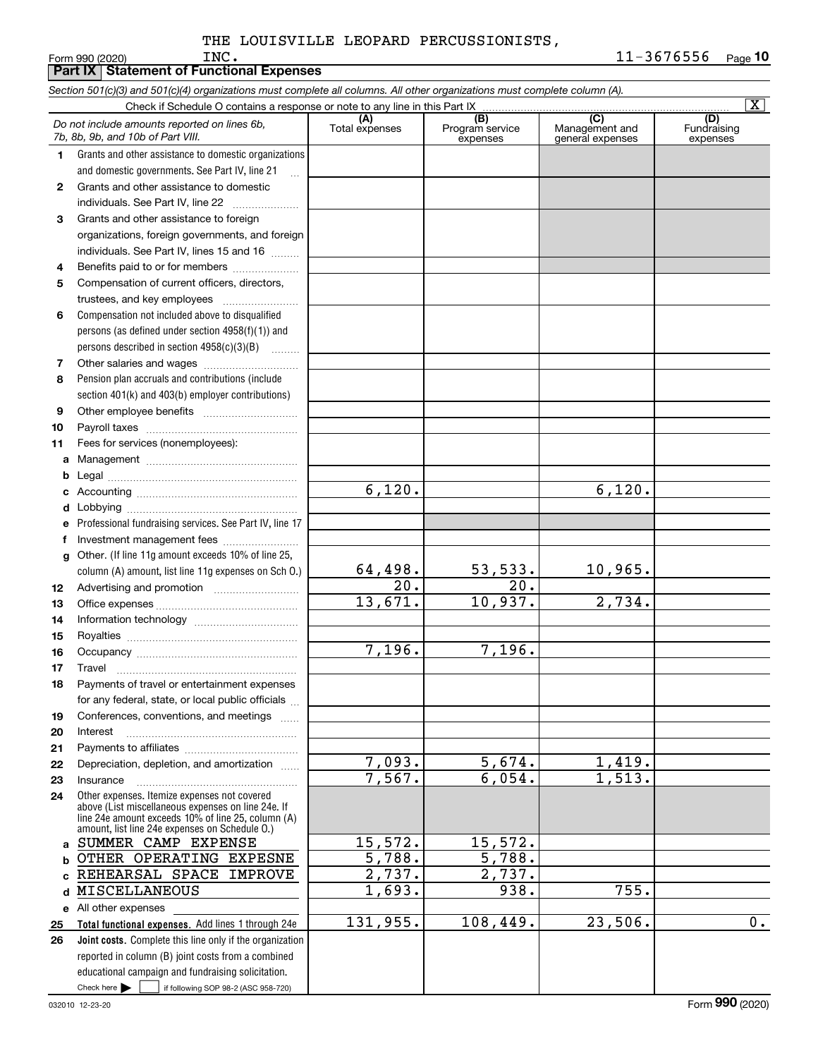THE LOUISVILLE LEOPARD PERCUSSIONISTS, INC.

Form 990 (2020) 11-3676556 Page 10

## Part IX Statement of Functional Expenses

*Section 501(c)(3) and 501(c)(4) organizations must complete all columns. All other organizations must complete column (A).*

Check if Schedule O contains a response or note to any line in this Part IX [X]

| | *Do not include amounts reported on lines 6b, 7b, 8b, 9b, and 10b of Part VIII.* | (A) Total expenses | (B) Program service expenses | (C) Management and general expenses | (D) Fundraising expenses |
|---|---|---|---|---|---|
| 1 | Grants and other assistance to domestic organizations and domestic governments. See Part IV, line 21 | | | | |
| 2 | Grants and other assistance to domestic individuals. See Part IV, line 22 | | | | |
| 3 | Grants and other assistance to foreign organizations, foreign governments, and foreign individuals. See Part IV, lines 15 and 16 | | | | |
| 4 | Benefits paid to or for members | | | | |
| 5 | Compensation of current officers, directors, trustees, and key employees | | | | |
| 6 | Compensation not included above to disqualified persons (as defined under section 4958(f)(1)) and persons described in section 4958(c)(3)(B) | | | | |
| 7 | Other salaries and wages | | | | |
| 8 | Pension plan accruals and contributions (include section 401(k) and 403(b) employer contributions) | | | | |
| 9 | Other employee benefits | | | | |
| 10 | Payroll taxes | | | | |
| 11 | Fees for services (nonemployees): | | | | |
| a | Management | | | | |
| b | Legal | | | | |
| c | Accounting | 6,120. | | 6,120. | |
| d | Lobbying | | | | |
| e | Professional fundraising services. See Part IV, line 17 | | | | |
| f | Investment management fees | | | | |
| g | Other. (If line 11g amount exceeds 10% of line 25, column (A) amount, list line 11g expenses on Sch O.) | 64,498. | 53,533. | 10,965. | |
| 12 | Advertising and promotion | 20. | 20. | | |
| 13 | Office expenses | 13,671. | 10,937. | 2,734. | |
| 14 | Information technology | | | | |
| 15 | Royalties | | | | |
| 16 | Occupancy | 7,196. | 7,196. | | |
| 17 | Travel | | | | |
| 18 | Payments of travel or entertainment expenses for any federal, state, or local public officials | | | | |
| 19 | Conferences, conventions, and meetings | | | | |
| 20 | Interest | | | | |
| 21 | Payments to affiliates | | | | |
| 22 | Depreciation, depletion, and amortization | 7,093. | 5,674. | 1,419. | |
| 23 | Insurance | 7,567. | 6,054. | 1,513. | |
| 24 | Other expenses. Itemize expenses not covered above (List miscellaneous expenses on line 24e. If line 24e amount exceeds 10% of line 25, column (A) amount, list line 24e expenses on Schedule O.) | | | | |
| a | SUMMER CAMP EXPENSE | 15,572. | 15,572. | | |
| b | OTHER OPERATING EXPESNE | 5,788. | 5,788. | | |
| c | REHEARSAL SPACE IMPROVE | 2,737. | 2,737. | | |
| d | MISCELLANEOUS | 1,693. | 938. | 755. | |
| e | All other expenses | | | | |
| 25 | **Total functional expenses.** Add lines 1 through 24e | 131,955. | 108,449. | 23,506. | 0. |
| 26 | **Joint costs.** Complete this line only if the organization reported in column (B) joint costs from a combined educational campaign and fundraising solicitation. Check here [ ] if following SOP 98-2 (ASC 958-720) | | | | |

032010 12-23-20 Form **990** (2020)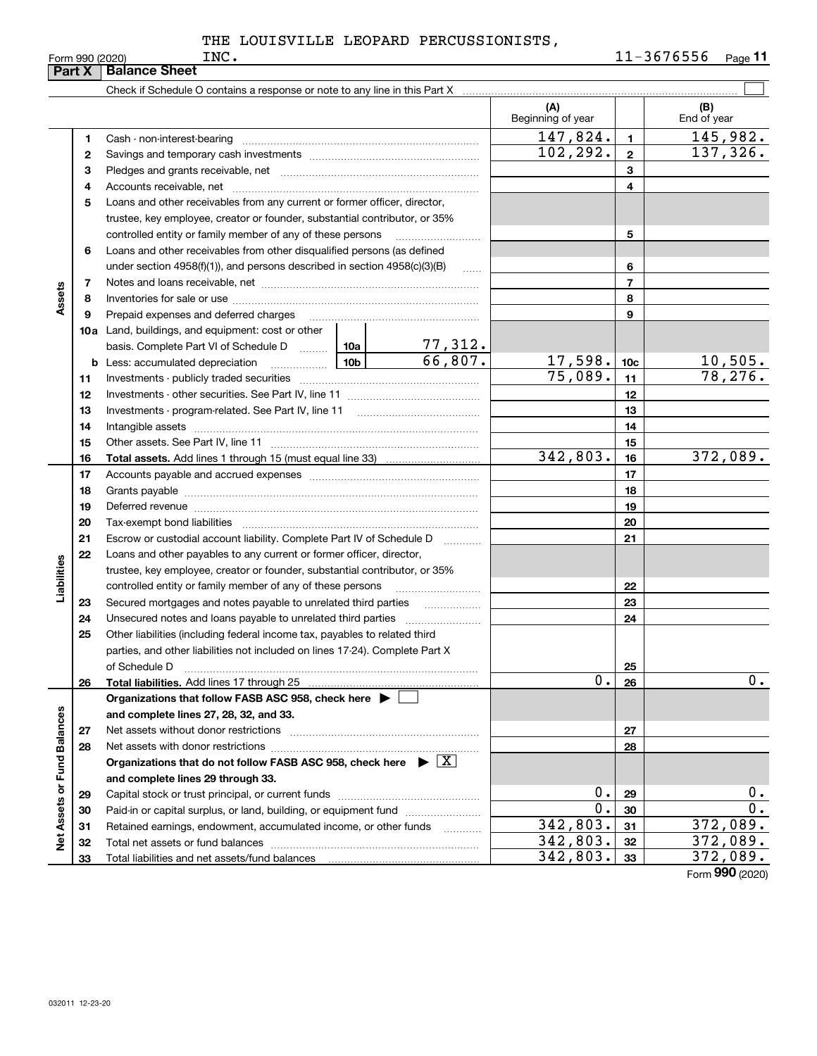THE LOUISVILLE LEOPARD PERCUSSIONISTS, INC.

Form 990 (2020) 11-3676556 Page **11**

## Part X Balance Sheet

Check if Schedule O contains a response or note to any line in this Part X ☐

| | | | | (A) Beginning of year | | (B) End of year |
|---|---|---|---|---|---|---|
| **Assets** | 1 | Cash - non-interest-bearing | | 147,824. | 1 | 145,982. |
| | 2 | Savings and temporary cash investments | | 102,292. | 2 | 137,326. |
| | 3 | Pledges and grants receivable, net | | | 3 | |
| | 4 | Accounts receivable, net | | | 4 | |
| | 5 | Loans and other receivables from any current or former officer, director, trustee, key employee, creator or founder, substantial contributor, or 35% controlled entity or family member of any of these persons | | | 5 | |
| | 6 | Loans and other receivables from other disqualified persons (as defined under section 4958(f)(1)), and persons described in section 4958(c)(3)(B) | | | 6 | |
| | 7 | Notes and loans receivable, net | | | 7 | |
| | 8 | Inventories for sale or use | | | 8 | |
| | 9 | Prepaid expenses and deferred charges | | | 9 | |
| | 10a | Land, buildings, and equipment: cost or other basis. Complete Part VI of Schedule D | 10a 77,312. | | | |
| | b | Less: accumulated depreciation | 10b 66,807. | 17,598. | 10c | 10,505. |
| | 11 | Investments - publicly traded securities | | 75,089. | 11 | 78,276. |
| | 12 | Investments - other securities. See Part IV, line 11 | | | 12 | |
| | 13 | Investments - program-related. See Part IV, line 11 | | | 13 | |
| | 14 | Intangible assets | | | 14 | |
| | 15 | Other assets. See Part IV, line 11 | | | 15 | |
| | 16 | **Total assets.** Add lines 1 through 15 (must equal line 33) | | 342,803. | 16 | 372,089. |
| **Liabilities** | 17 | Accounts payable and accrued expenses | | | 17 | |
| | 18 | Grants payable | | | 18 | |
| | 19 | Deferred revenue | | | 19 | |
| | 20 | Tax-exempt bond liabilities | | | 20 | |
| | 21 | Escrow or custodial account liability. Complete Part IV of Schedule D | | | 21 | |
| | 22 | Loans and other payables to any current or former officer, director, trustee, key employee, creator or founder, substantial contributor, or 35% controlled entity or family member of any of these persons | | | 22 | |
| | 23 | Secured mortgages and notes payable to unrelated third parties | | | 23 | |
| | 24 | Unsecured notes and loans payable to unrelated third parties | | | 24 | |
| | 25 | Other liabilities (including federal income tax, payables to related third parties, and other liabilities not included on lines 17-24). Complete Part X of Schedule D | | | 25 | |
| | 26 | **Total liabilities.** Add lines 17 through 25 | | 0. | 26 | 0. |
| **Net Assets or Fund Balances** | | **Organizations that follow FASB ASC 958, check here ▶ ☐ and complete lines 27, 28, 32, and 33.** | | | | |
| | 27 | Net assets without donor restrictions | | | 27 | |
| | 28 | Net assets with donor restrictions | | | 28 | |
| | | **Organizations that do not follow FASB ASC 958, check here ▶ ☒ and complete lines 29 through 33.** | | | | |
| | 29 | Capital stock or trust principal, or current funds | | 0. | 29 | 0. |
| | 30 | Paid-in or capital surplus, or land, building, or equipment fund | | 0. | 30 | 0. |
| | 31 | Retained earnings, endowment, accumulated income, or other funds | | 342,803. | 31 | 372,089. |
| | 32 | Total net assets or fund balances | | 342,803. | 32 | 372,089. |
| | 33 | Total liabilities and net assets/fund balances | | 342,803. | 33 | 372,089. |

Form **990** (2020)

032011 12-23-20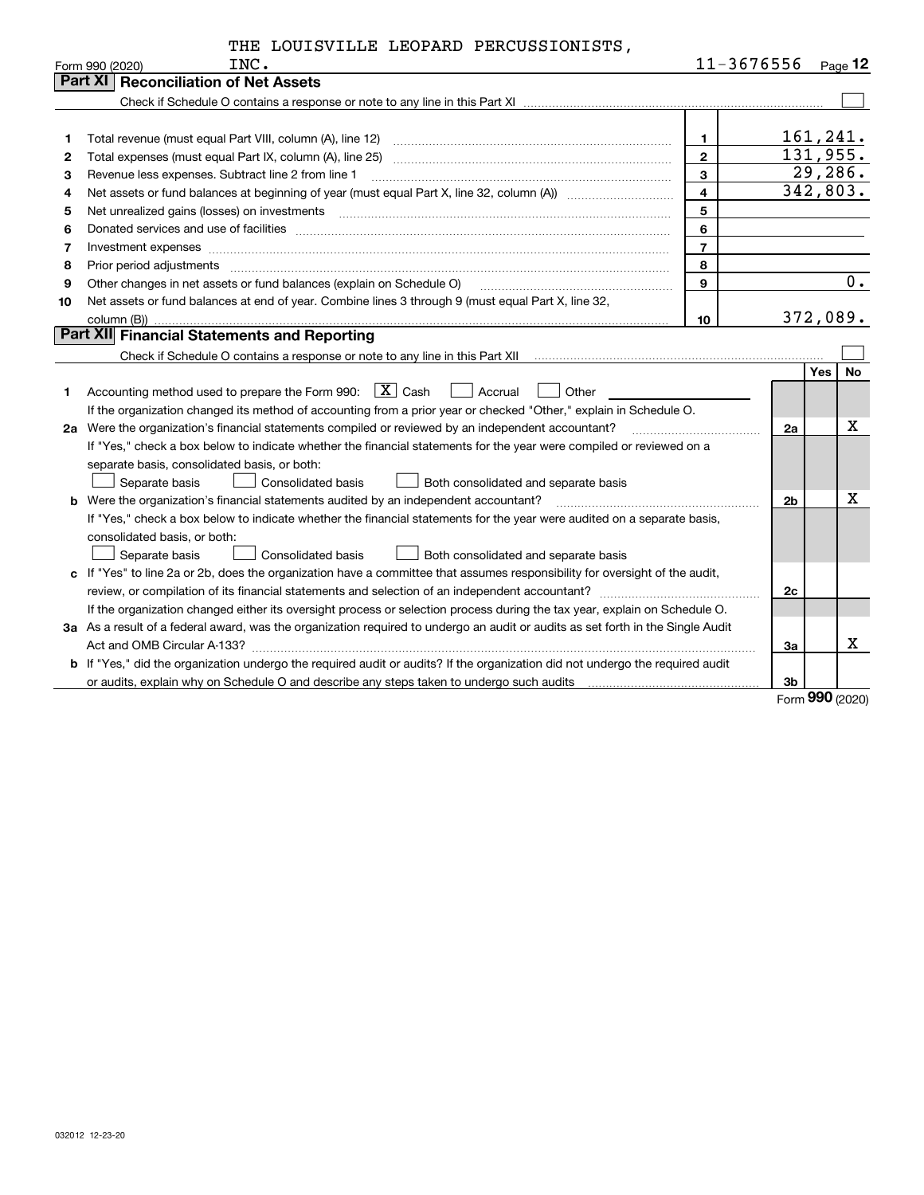THE LOUISVILLE LEOPARD PERCUSSIONISTS, INC. 11-3676556

Form 990 (2020)

## Part XI Reconciliation of Net Assets

Check if Schedule O contains a response or note to any line in this Part XI ☐

| | | | |
|---|---|---|---|
| 1 | Total revenue (must equal Part VIII, column (A), line 12) | 1 | 161,241. |
| 2 | Total expenses (must equal Part IX, column (A), line 25) | 2 | 131,955. |
| 3 | Revenue less expenses. Subtract line 2 from line 1 | 3 | 29,286. |
| 4 | Net assets or fund balances at beginning of year (must equal Part X, line 32, column (A)) | 4 | 342,803. |
| 5 | Net unrealized gains (losses) on investments | 5 | |
| 6 | Donated services and use of facilities | 6 | |
| 7 | Investment expenses | 7 | |
| 8 | Prior period adjustments | 8 | |
| 9 | Other changes in net assets or fund balances (explain on Schedule O) | 9 | 0. |
| 10 | Net assets or fund balances at end of year. Combine lines 3 through 9 (must equal Part X, line 32, column (B)) | 10 | 372,089. |

## Part XII Financial Statements and Reporting

Check if Schedule O contains a response or note to any line in this Part XII ☐

| | | | Yes | No |
|---|---|---|---|---|
| 1 | Accounting method used to prepare the Form 990: ☒ Cash ☐ Accrual ☐ Other<br>If the organization changed its method of accounting from a prior year or checked "Other," explain in Schedule O. | | | |
| 2a | Were the organization's financial statements compiled or reviewed by an independent accountant?<br>If "Yes," check a box below to indicate whether the financial statements for the year were compiled or reviewed on a separate basis, consolidated basis, or both:<br>☐ Separate basis ☐ Consolidated basis ☐ Both consolidated and separate basis | 2a | | X |
| b | Were the organization's financial statements audited by an independent accountant?<br>If "Yes," check a box below to indicate whether the financial statements for the year were audited on a separate basis, consolidated basis, or both:<br>☐ Separate basis ☐ Consolidated basis ☐ Both consolidated and separate basis | 2b | | X |
| c | If "Yes" to line 2a or 2b, does the organization have a committee that assumes responsibility for oversight of the audit, review, or compilation of its financial statements and selection of an independent accountant?<br>If the organization changed either its oversight process or selection process during the tax year, explain on Schedule O. | 2c | | |
| 3a | As a result of a federal award, was the organization required to undergo an audit or audits as set forth in the Single Audit Act and OMB Circular A-133? | 3a | | X |
| b | If "Yes," did the organization undergo the required audit or audits? If the organization did not undergo the required audit or audits, explain why on Schedule O and describe any steps taken to undergo such audits | 3b | | |

Form 990 (2020)

032012 12-23-20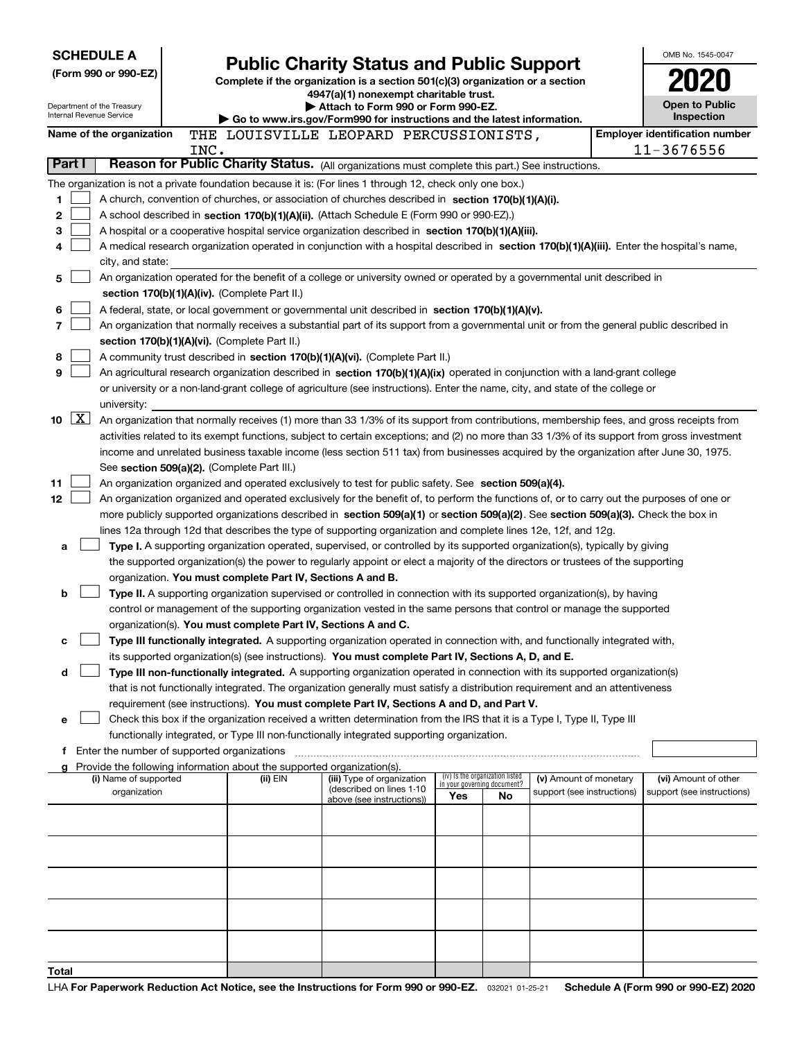**SCHEDULE A**
**(Form 990 or 990-EZ)**

Department of the Treasury
Internal Revenue Service

# Public Charity Status and Public Support

**Complete if the organization is a section 501(c)(3) organization or a section 4947(a)(1) nonexempt charitable trust.**
**▶ Attach to Form 990 or Form 990-EZ.**
**▶ Go to www.irs.gov/Form990 for instructions and the latest information.**

OMB No. 1545-0047

**2020**

**Open to Public Inspection**

**Name of the organization** THE LOUISVILLE LEOPARD PERCUSSIONISTS, INC.

**Employer identification number** 11-3676556

**Part I** **Reason for Public Charity Status.** (All organizations must complete this part.) See instructions.

The organization is not a private foundation because it is: (For lines 1 through 12, check only one box.)

1 ☐ A church, convention of churches, or association of churches described in **section 170(b)(1)(A)(i).**

2 ☐ A school described in **section 170(b)(1)(A)(ii).** (Attach Schedule E (Form 990 or 990-EZ).)

3 ☐ A hospital or a cooperative hospital service organization described in **section 170(b)(1)(A)(iii).**

4 ☐ A medical research organization operated in conjunction with a hospital described in **section 170(b)(1)(A)(iii).** Enter the hospital's name, city, and state:

5 ☐ An organization operated for the benefit of a college or university owned or operated by a governmental unit described in **section 170(b)(1)(A)(iv).** (Complete Part II.)

6 ☐ A federal, state, or local government or governmental unit described in **section 170(b)(1)(A)(v).**

7 ☐ An organization that normally receives a substantial part of its support from a governmental unit or from the general public described in **section 170(b)(1)(A)(vi).** (Complete Part II.)

8 ☐ A community trust described in **section 170(b)(1)(A)(vi).** (Complete Part II.)

9 ☐ An agricultural research organization described in **section 170(b)(1)(A)(ix)** operated in conjunction with a land-grant college or university or a non-land-grant college of agriculture (see instructions). Enter the name, city, and state of the college or university:

10 ☒ An organization that normally receives (1) more than 33 1/3% of its support from contributions, membership fees, and gross receipts from activities related to its exempt functions, subject to certain exceptions; and (2) no more than 33 1/3% of its support from gross investment income and unrelated business taxable income (less section 511 tax) from businesses acquired by the organization after June 30, 1975. See **section 509(a)(2).** (Complete Part III.)

11 ☐ An organization organized and operated exclusively to test for public safety. See **section 509(a)(4).**

12 ☐ An organization organized and operated exclusively for the benefit of, to perform the functions of, or to carry out the purposes of one or more publicly supported organizations described in **section 509(a)(1)** or **section 509(a)(2)**. See **section 509(a)(3).** Check the box in lines 12a through 12d that describes the type of supporting organization and complete lines 12e, 12f, and 12g.

a ☐ **Type I.** A supporting organization operated, supervised, or controlled by its supported organization(s), typically by giving the supported organization(s) the power to regularly appoint or elect a majority of the directors or trustees of the supporting organization. **You must complete Part IV, Sections A and B.**

b ☐ **Type II.** A supporting organization supervised or controlled in connection with its supported organization(s), by having control or management of the supporting organization vested in the same persons that control or manage the supported organization(s). **You must complete Part IV, Sections A and C.**

c ☐ **Type III functionally integrated.** A supporting organization operated in connection with, and functionally integrated with, its supported organization(s) (see instructions). **You must complete Part IV, Sections A, D, and E.**

d ☐ **Type III non-functionally integrated.** A supporting organization operated in connection with its supported organization(s) that is not functionally integrated. The organization generally must satisfy a distribution requirement and an attentiveness requirement (see instructions). **You must complete Part IV, Sections A and D, and Part V.**

e ☐ Check this box if the organization received a written determination from the IRS that it is a Type I, Type II, Type III functionally integrated, or Type III non-functionally integrated supporting organization.

f Enter the number of supported organizations

g Provide the following information about the supported organization(s).

| (i) Name of supported organization | (ii) EIN | (iii) Type of organization (described on lines 1-10 above (see instructions)) | (iv) Is the organization listed in your governing document? Yes | No | (v) Amount of monetary support (see instructions) | (vi) Amount of other support (see instructions) |
|---|---|---|---|---|---|---|
| | | | | | | |
| | | | | | | |
| | | | | | | |
| | | | | | | |
| | | | | | | |
| **Total** | | | | | | |

LHA **For Paperwork Reduction Act Notice, see the Instructions for Form 990 or 990-EZ.** 032021 01-25-21 **Schedule A (Form 990 or 990-EZ) 2020**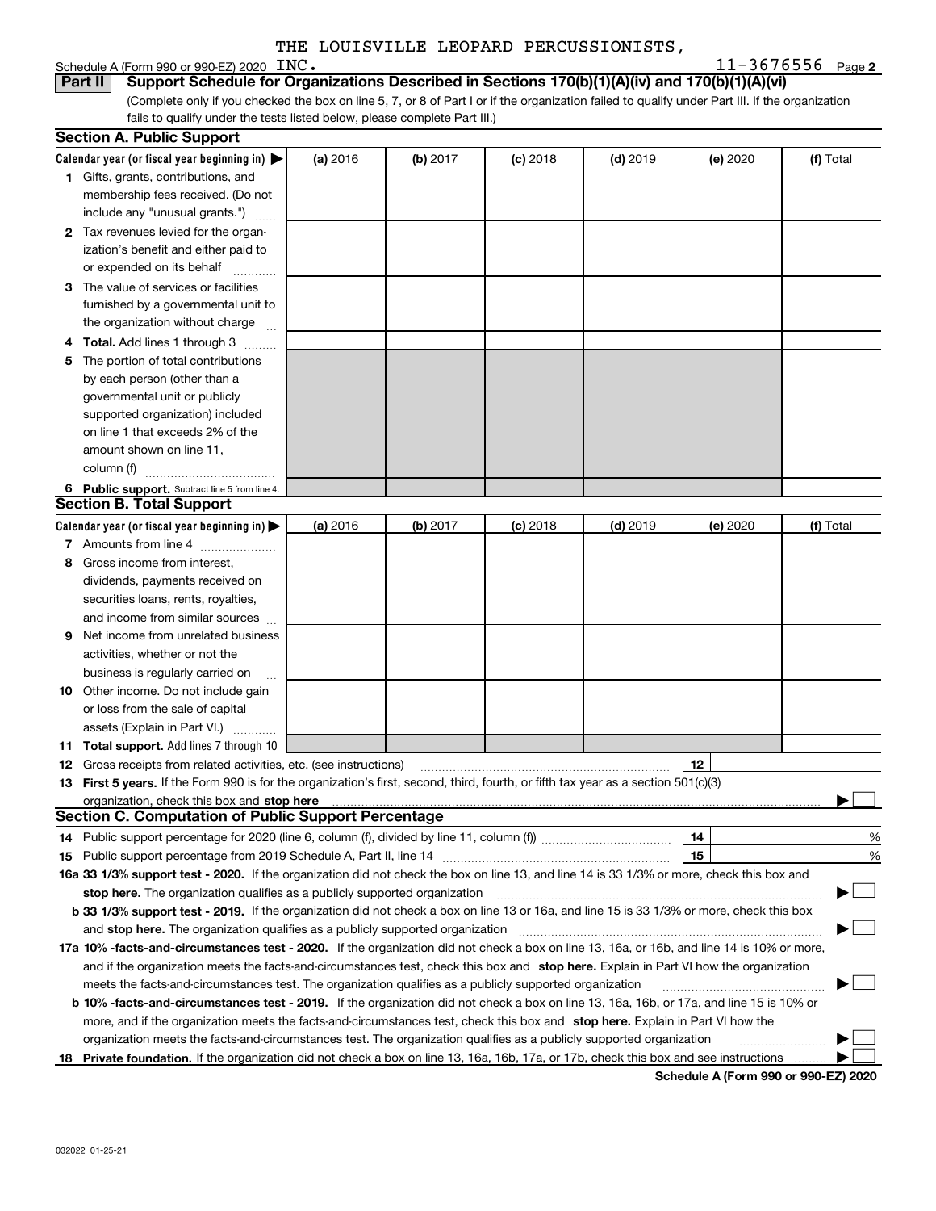THE LOUISVILLE LEOPARD PERCUSSIONISTS,

Schedule A (Form 990 or 990-EZ) 2020 INC. 11-3676556 Page 2

**Part II Support Schedule for Organizations Described in Sections 170(b)(1)(A)(iv) and 170(b)(1)(A)(vi)**

(Complete only if you checked the box on line 5, 7, or 8 of Part I or if the organization failed to qualify under Part III. If the organization fails to qualify under the tests listed below, please complete Part III.)

## Section A. Public Support

| Calendar year (or fiscal year beginning in) ▶ | (a) 2016 | (b) 2017 | (c) 2018 | (d) 2019 | (e) 2020 | (f) Total |
|---|---|---|---|---|---|---|
| 1 Gifts, grants, contributions, and membership fees received. (Do not include any "unusual grants.") | | | | | | |
| 2 Tax revenues levied for the organization's benefit and either paid to or expended on its behalf | | | | | | |
| 3 The value of services or facilities furnished by a governmental unit to the organization without charge | | | | | | |
| 4 **Total.** Add lines 1 through 3 | | | | | | |
| 5 The portion of total contributions by each person (other than a governmental unit or publicly supported organization) included on line 1 that exceeds 2% of the amount shown on line 11, column (f) | | | | | | |
| 6 **Public support.** Subtract line 5 from line 4. | | | | | | |

## Section B. Total Support

| Calendar year (or fiscal year beginning in) ▶ | (a) 2016 | (b) 2017 | (c) 2018 | (d) 2019 | (e) 2020 | (f) Total |
|---|---|---|---|---|---|---|
| 7 Amounts from line 4 | | | | | | |
| 8 Gross income from interest, dividends, payments received on securities loans, rents, royalties, and income from similar sources | | | | | | |
| 9 Net income from unrelated business activities, whether or not the business is regularly carried on | | | | | | |
| 10 Other income. Do not include gain or loss from the sale of capital assets (Explain in Part VI.) | | | | | | |
| 11 **Total support.** Add lines 7 through 10 | | | | | | |

12 Gross receipts from related activities, etc. (see instructions) | 12 |

13 **First 5 years.** If the Form 990 is for the organization's first, second, third, fourth, or fifth tax year as a section 501(c)(3) organization, check this box and **stop here** ▶ ☐

## Section C. Computation of Public Support Percentage

14 Public support percentage for 2020 (line 6, column (f), divided by line 11, column (f)) | 14 | %

15 Public support percentage from 2019 Schedule A, Part II, line 14 | 15 | %

**16a 33 1/3% support test - 2020.** If the organization did not check the box on line 13, and line 14 is 33 1/3% or more, check this box and **stop here.** The organization qualifies as a publicly supported organization ▶ ☐

**b 33 1/3% support test - 2019.** If the organization did not check a box on line 13 or 16a, and line 15 is 33 1/3% or more, check this box and **stop here.** The organization qualifies as a publicly supported organization ▶ ☐

**17a 10% -facts-and-circumstances test - 2020.** If the organization did not check a box on line 13, 16a, or 16b, and line 14 is 10% or more, and if the organization meets the facts-and-circumstances test, check this box and **stop here.** Explain in Part VI how the organization meets the facts-and-circumstances test. The organization qualifies as a publicly supported organization ▶ ☐

**b 10% -facts-and-circumstances test - 2019.** If the organization did not check a box on line 13, 16a, 16b, or 17a, and line 15 is 10% or more, and if the organization meets the facts-and-circumstances test, check this box and **stop here.** Explain in Part VI how the organization meets the facts-and-circumstances test. The organization qualifies as a publicly supported organization ▶ ☐

**18 Private foundation.** If the organization did not check a box on line 13, 16a, 16b, 17a, or 17b, check this box and see instructions ▶ ☐

**Schedule A (Form 990 or 990-EZ) 2020**

032022 01-25-21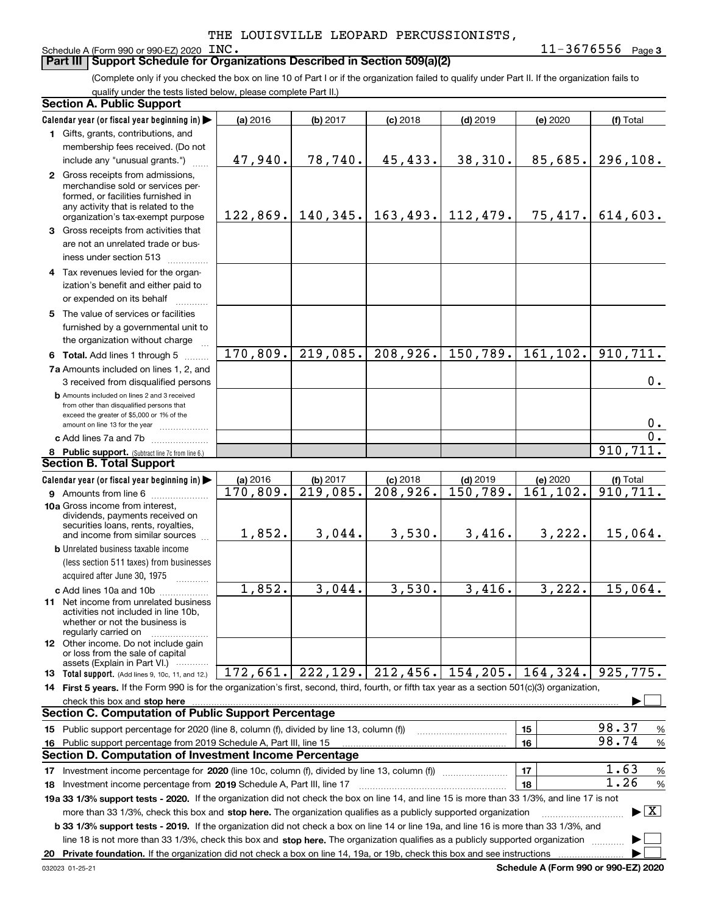THE LOUISVILLE LEOPARD PERCUSSIONISTS, INC.

Schedule A (Form 990 or 990-EZ) 2020 — 11-3676556 Page 3

## Part III | Support Schedule for Organizations Described in Section 509(a)(2)

(Complete only if you checked the box on line 10 of Part I or if the organization failed to qualify under Part II. If the organization fails to qualify under the tests listed below, please complete Part II.)

### Section A. Public Support

| Calendar year (or fiscal year beginning in) | (a) 2016 | (b) 2017 | (c) 2018 | (d) 2019 | (e) 2020 | (f) Total |
|---|---|---|---|---|---|---|
| 1 Gifts, grants, contributions, and membership fees received. (Do not include any "unusual grants.") | 47,940. | 78,740. | 45,433. | 38,310. | 85,685. | 296,108. |
| 2 Gross receipts from admissions, merchandise sold or services performed, or facilities furnished in any activity that is related to the organization's tax-exempt purpose | 122,869. | 140,345. | 163,493. | 112,479. | 75,417. | 614,603. |
| 3 Gross receipts from activities that are not an unrelated trade or business under section 513 | | | | | | |
| 4 Tax revenues levied for the organization's benefit and either paid to or expended on its behalf | | | | | | |
| 5 The value of services or facilities furnished by a governmental unit to the organization without charge | | | | | | |
| 6 Total. Add lines 1 through 5 | 170,809. | 219,085. | 208,926. | 150,789. | 161,102. | 910,711. |
| 7a Amounts included on lines 1, 2, and 3 received from disqualified persons | | | | | | 0. |
| b Amounts included on lines 2 and 3 received from other than disqualified persons that exceed the greater of $5,000 or 1% of the amount on line 13 for the year | | | | | | 0. |
| c Add lines 7a and 7b | | | | | | 0. |
| 8 Public support. (Subtract line 7c from line 6.) | | | | | | 910,711. |

### Section B. Total Support

| Calendar year (or fiscal year beginning in) | (a) 2016 | (b) 2017 | (c) 2018 | (d) 2019 | (e) 2020 | (f) Total |
|---|---|---|---|---|---|---|
| 9 Amounts from line 6 | 170,809. | 219,085. | 208,926. | 150,789. | 161,102. | 910,711. |
| 10a Gross income from interest, dividends, payments received on securities loans, rents, royalties, and income from similar sources | 1,852. | 3,044. | 3,530. | 3,416. | 3,222. | 15,064. |
| b Unrelated business taxable income (less section 511 taxes) from businesses acquired after June 30, 1975 | | | | | | |
| c Add lines 10a and 10b | 1,852. | 3,044. | 3,530. | 3,416. | 3,222. | 15,064. |
| 11 Net income from unrelated business activities not included in line 10b, whether or not the business is regularly carried on | | | | | | |
| 12 Other income. Do not include gain or loss from the sale of capital assets (Explain in Part VI.) | | | | | | |
| 13 Total support. (Add lines 9, 10c, 11, and 12.) | 172,661. | 222,129. | 212,456. | 154,205. | 164,324. | 925,775. |

14 First 5 years. If the Form 990 is for the organization's first, second, third, fourth, or fifth tax year as a section 501(c)(3) organization, check this box and stop here ☐

### Section C. Computation of Public Support Percentage

| | | | |
|---|---|---|---|
| 15 Public support percentage for 2020 (line 8, column (f), divided by line 13, column (f)) | 15 | 98.37 | % |
| 16 Public support percentage from 2019 Schedule A, Part III, line 15 | 16 | 98.74 | % |

### Section D. Computation of Investment Income Percentage

| | | | |
|---|---|---|---|
| 17 Investment income percentage for 2020 (line 10c, column (f), divided by line 13, column (f)) | 17 | 1.63 | % |
| 18 Investment income percentage from 2019 Schedule A, Part III, line 17 | 18 | 1.26 | % |

19a 33 1/3% support tests - 2020. If the organization did not check the box on line 14, and line 15 is more than 33 1/3%, and line 17 is not more than 33 1/3%, check this box and stop here. The organization qualifies as a publicly supported organization ☒

b 33 1/3% support tests - 2019. If the organization did not check a box on line 14 or line 19a, and line 16 is more than 33 1/3%, and line 18 is not more than 33 1/3%, check this box and stop here. The organization qualifies as a publicly supported organization ☐

20 Private foundation. If the organization did not check a box on line 14, 19a, or 19b, check this box and see instructions ☐

032023 01-25-21 — Schedule A (Form 990 or 990-EZ) 2020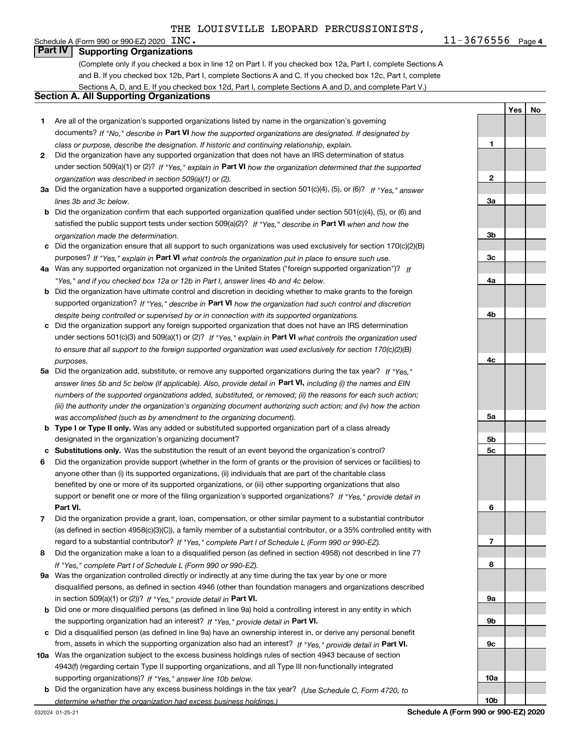THE LOUISVILLE LEOPARD PERCUSSIONISTS, INC. 11-3676556

Schedule A (Form 990 or 990-EZ) 2020

## Part IV Supporting Organizations

(Complete only if you checked a box in line 12 on Part I. If you checked box 12a, Part I, complete Sections A and B. If you checked box 12b, Part I, complete Sections A and C. If you checked box 12c, Part I, complete Sections A, D, and E. If you checked box 12d, Part I, complete Sections A and D, and complete Part V.)

### Section A. All Supporting Organizations

| | | | Yes | No |
|---|---|---|---|---|
| **1** | Are all of the organization's supported organizations listed by name in the organization's governing documents? *If "No," describe in* **Part VI** *how the supported organizations are designated. If designated by class or purpose, describe the designation. If historic and continuing relationship, explain.* | **1** | | |
| **2** | Did the organization have any supported organization that does not have an IRS determination of status under section 509(a)(1) or (2)? *If "Yes," explain in* **Part VI** *how the organization determined that the supported organization was described in section 509(a)(1) or (2).* | **2** | | |
| **3a** | Did the organization have a supported organization described in section 501(c)(4), (5), or (6)? *If "Yes," answer lines 3b and 3c below.* | **3a** | | |
| **b** | Did the organization confirm that each supported organization qualified under section 501(c)(4), (5), or (6) and satisfied the public support tests under section 509(a)(2)? *If "Yes," describe in* **Part VI** *when and how the organization made the determination.* | **3b** | | |
| **c** | Did the organization ensure that all support to such organizations was used exclusively for section 170(c)(2)(B) purposes? *If "Yes," explain in* **Part VI** *what controls the organization put in place to ensure such use.* | **3c** | | |
| **4a** | Was any supported organization not organized in the United States ("foreign supported organization")? *If "Yes," and if you checked box 12a or 12b in Part I, answer lines 4b and 4c below.* | **4a** | | |
| **b** | Did the organization have ultimate control and discretion in deciding whether to make grants to the foreign supported organization? *If "Yes," describe in* **Part VI** *how the organization had such control and discretion despite being controlled or supervised by or in connection with its supported organizations.* | **4b** | | |
| **c** | Did the organization support any foreign supported organization that does not have an IRS determination under sections 501(c)(3) and 509(a)(1) or (2)? *If "Yes," explain in* **Part VI** *what controls the organization used to ensure that all support to the foreign supported organization was used exclusively for section 170(c)(2)(B) purposes.* | **4c** | | |
| **5a** | Did the organization add, substitute, or remove any supported organizations during the tax year? *If "Yes," answer lines 5b and 5c below (if applicable). Also, provide detail in* **Part VI,** *including (i) the names and EIN numbers of the supported organizations added, substituted, or removed; (ii) the reasons for each such action; (iii) the authority under the organization's organizing document authorizing such action; and (iv) how the action was accomplished (such as by amendment to the organizing document).* | **5a** | | |
| **b** | **Type I or Type II only.** Was any added or substituted supported organization part of a class already designated in the organization's organizing document? | **5b** | | |
| **c** | **Substitutions only.** Was the substitution the result of an event beyond the organization's control? | **5c** | | |
| **6** | Did the organization provide support (whether in the form of grants or the provision of services or facilities) to anyone other than (i) its supported organizations, (ii) individuals that are part of the charitable class benefited by one or more of its supported organizations, or (iii) other supporting organizations that also support or benefit one or more of the filing organization's supported organizations? *If "Yes," provide detail in* **Part VI.** | **6** | | |
| **7** | Did the organization provide a grant, loan, compensation, or other similar payment to a substantial contributor (as defined in section 4958(c)(3)(C)), a family member of a substantial contributor, or a 35% controlled entity with regard to a substantial contributor? *If "Yes," complete Part I of Schedule L (Form 990 or 990-EZ).* | **7** | | |
| **8** | Did the organization make a loan to a disqualified person (as defined in section 4958) not described in line 7? *If "Yes," complete Part I of Schedule L (Form 990 or 990-EZ).* | **8** | | |
| **9a** | Was the organization controlled directly or indirectly at any time during the tax year by one or more disqualified persons, as defined in section 4946 (other than foundation managers and organizations described in section 509(a)(1) or (2))? *If "Yes," provide detail in* **Part VI.** | **9a** | | |
| **b** | Did one or more disqualified persons (as defined in line 9a) hold a controlling interest in any entity in which the supporting organization had an interest? *If "Yes," provide detail in* **Part VI.** | **9b** | | |
| **c** | Did a disqualified person (as defined in line 9a) have an ownership interest in, or derive any personal benefit from, assets in which the supporting organization also had an interest? *If "Yes," provide detail in* **Part VI.** | **9c** | | |
| **10a** | Was the organization subject to the excess business holdings rules of section 4943 because of section 4943(f) (regarding certain Type II supporting organizations, and all Type III non-functionally integrated supporting organizations)? *If "Yes," answer line 10b below.* | **10a** | | |
| **b** | Did the organization have any excess business holdings in the tax year? *(Use Schedule C, Form 4720, to determine whether the organization had excess business holdings.)* | **10b** | | |

032024 01-25-21 **Schedule A (Form 990 or 990-EZ) 2020**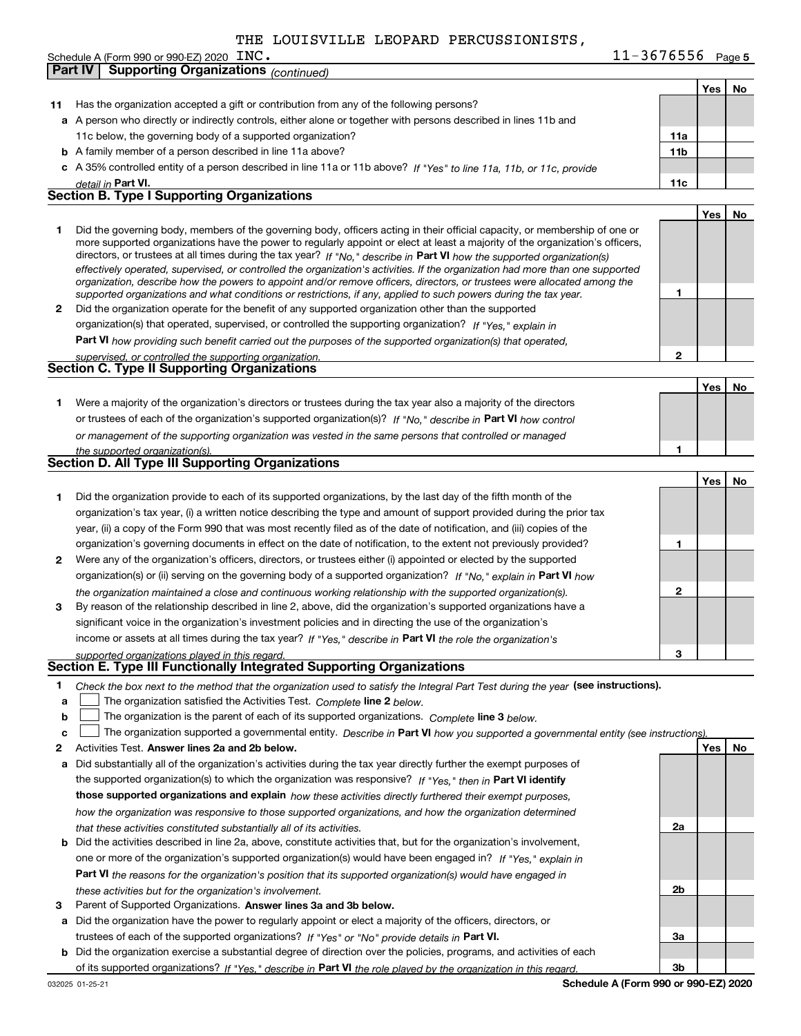THE LOUISVILLE LEOPARD PERCUSSIONISTS,

Schedule A (Form 990 or 990-EZ) 2020 INC. 11-3676556 Page 5

**Part IV Supporting Organizations** *(continued)*

| | | | Yes | No |
|---|---|---|---|---|
| **11** | Has the organization accepted a gift or contribution from any of the following persons? | | | |
| **a** | A person who directly or indirectly controls, either alone or together with persons described in lines 11b and 11c below, the governing body of a supported organization? | **11a** | | |
| **b** | A family member of a person described in line 11a above? | **11b** | | |
| **c** | A 35% controlled entity of a person described in line 11a or 11b above? *If "Yes" to line 11a, 11b, or 11c, provide detail in* **Part VI.** | **11c** | | |

**Section B. Type I Supporting Organizations**

| | | | Yes | No |
|---|---|---|---|---|
| **1** | Did the governing body, members of the governing body, officers acting in their official capacity, or membership of one or more supported organizations have the power to regularly appoint or elect at least a majority of the organization's officers, directors, or trustees at all times during the tax year? *If "No," describe in* **Part VI** *how the supported organization(s) effectively operated, supervised, or controlled the organization's activities. If the organization had more than one supported organization, describe how the powers to appoint and/or remove officers, directors, or trustees were allocated among the supported organizations and what conditions or restrictions, if any, applied to such powers during the tax year.* | **1** | | |
| **2** | Did the organization operate for the benefit of any supported organization other than the supported organization(s) that operated, supervised, or controlled the supporting organization? *If "Yes," explain in* **Part VI** *how providing such benefit carried out the purposes of the supported organization(s) that operated, supervised, or controlled the supporting organization.* | **2** | | |

**Section C. Type II Supporting Organizations**

| | | | Yes | No |
|---|---|---|---|---|
| **1** | Were a majority of the organization's directors or trustees during the tax year also a majority of the directors or trustees of each of the organization's supported organization(s)? *If "No," describe in* **Part VI** *how control or management of the supporting organization was vested in the same persons that controlled or managed the supported organization(s).* | **1** | | |

**Section D. All Type III Supporting Organizations**

| | | | Yes | No |
|---|---|---|---|---|
| **1** | Did the organization provide to each of its supported organizations, by the last day of the fifth month of the organization's tax year, (i) a written notice describing the type and amount of support provided during the prior tax year, (ii) a copy of the Form 990 that was most recently filed as of the date of notification, and (iii) copies of the organization's governing documents in effect on the date of notification, to the extent not previously provided? | **1** | | |
| **2** | Were any of the organization's officers, directors, or trustees either (i) appointed or elected by the supported organization(s) or (ii) serving on the governing body of a supported organization? *If "No," explain in* **Part VI** *how the organization maintained a close and continuous working relationship with the supported organization(s).* | **2** | | |
| **3** | By reason of the relationship described in line 2, above, did the organization's supported organizations have a significant voice in the organization's investment policies and in directing the use of the organization's income or assets at all times during the tax year? *If "Yes," describe in* **Part VI** *the role the organization's supported organizations played in this regard.* | **3** | | |

**Section E. Type III Functionally Integrated Supporting Organizations**

**1** *Check the box next to the method that the organization used to satisfy the Integral Part Test during the year* **(see instructions).**

**a** ☐ The organization satisfied the Activities Test. *Complete* **line 2** *below.*

**b** ☐ The organization is the parent of each of its supported organizations. *Complete* **line 3** *below.*

**c** ☐ The organization supported a governmental entity. *Describe in* **Part VI** *how you supported a governmental entity (see instructions).*

| | | | Yes | No |
|---|---|---|---|---|
| **2** | Activities Test. **Answer lines 2a and 2b below.** | | | |
| **a** | Did substantially all of the organization's activities during the tax year directly further the exempt purposes of the supported organization(s) to which the organization was responsive? *If "Yes," then in* **Part VI identify those supported organizations and explain** *how these activities directly furthered their exempt purposes, how the organization was responsive to those supported organizations, and how the organization determined that these activities constituted substantially all of its activities.* | **2a** | | |
| **b** | Did the activities described in line 2a, above, constitute activities that, but for the organization's involvement, one or more of the organization's supported organization(s) would have been engaged in? *If "Yes," explain in* **Part VI** *the reasons for the organization's position that its supported organization(s) would have engaged in these activities but for the organization's involvement.* | **2b** | | |
| **3** | Parent of Supported Organizations. **Answer lines 3a and 3b below.** | | | |
| **a** | Did the organization have the power to regularly appoint or elect a majority of the officers, directors, or trustees of each of the supported organizations? *If "Yes" or "No" provide details in* **Part VI.** | **3a** | | |
| **b** | Did the organization exercise a substantial degree of direction over the policies, programs, and activities of each of its supported organizations? *If "Yes," describe in* **Part VI** *the role played by the organization in this regard.* | **3b** | | |

032025 01-25-21 **Schedule A (Form 990 or 990-EZ) 2020**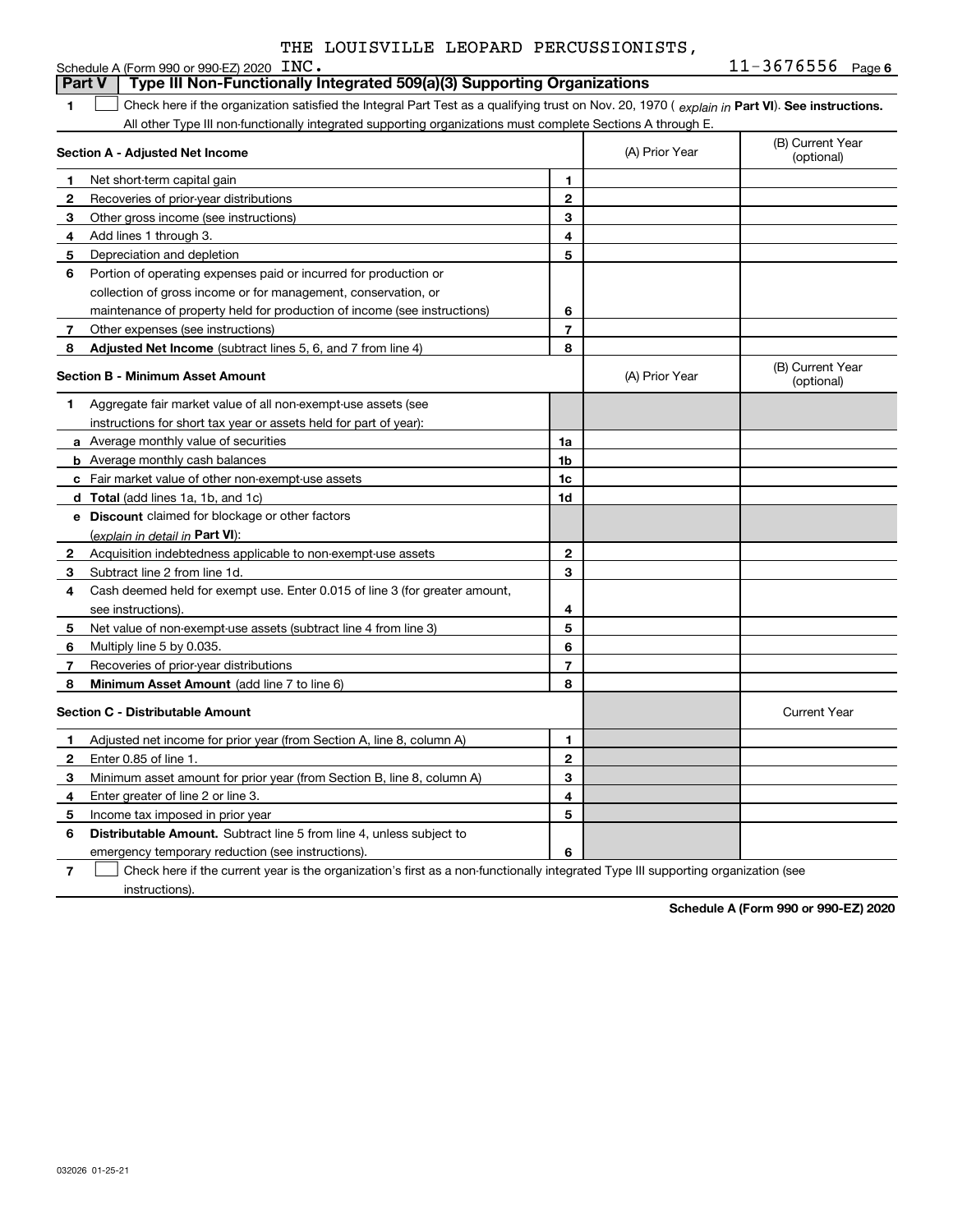THE LOUISVILLE LEOPARD PERCUSSIONISTS,

Schedule A (Form 990 or 990-EZ) 2020 INC. 11-3676556 Page 6

## Part V | Type III Non-Functionally Integrated 509(a)(3) Supporting Organizations

**1** ☐ Check here if the organization satisfied the Integral Part Test as a qualifying trust on Nov. 20, 1970 ( *explain in* **Part VI**). **See instructions.** All other Type III non-functionally integrated supporting organizations must complete Sections A through E.

| **Section A - Adjusted Net Income** | | | (A) Prior Year | (B) Current Year (optional) |
|---|---|---|---|---|
| **1** | Net short-term capital gain | **1** | | |
| **2** | Recoveries of prior-year distributions | **2** | | |
| **3** | Other gross income (see instructions) | **3** | | |
| **4** | Add lines 1 through 3. | **4** | | |
| **5** | Depreciation and depletion | **5** | | |
| **6** | Portion of operating expenses paid or incurred for production or collection of gross income or for management, conservation, or maintenance of property held for production of income (see instructions) | **6** | | |
| **7** | Other expenses (see instructions) | **7** | | |
| **8** | **Adjusted Net Income** (subtract lines 5, 6, and 7 from line 4) | **8** | | |

| **Section B - Minimum Asset Amount** | | | (A) Prior Year | (B) Current Year (optional) |
|---|---|---|---|---|
| **1** | Aggregate fair market value of all non-exempt-use assets (see instructions for short tax year or assets held for part of year): | | | |
| **a** | Average monthly value of securities | **1a** | | |
| **b** | Average monthly cash balances | **1b** | | |
| **c** | Fair market value of other non-exempt-use assets | **1c** | | |
| **d** | **Total** (add lines 1a, 1b, and 1c) | **1d** | | |
| **e** | **Discount** claimed for blockage or other factors (*explain in detail in* **Part VI**): | | | |
| **2** | Acquisition indebtedness applicable to non-exempt-use assets | **2** | | |
| **3** | Subtract line 2 from line 1d. | **3** | | |
| **4** | Cash deemed held for exempt use. Enter 0.015 of line 3 (for greater amount, see instructions). | **4** | | |
| **5** | Net value of non-exempt-use assets (subtract line 4 from line 3) | **5** | | |
| **6** | Multiply line 5 by 0.035. | **6** | | |
| **7** | Recoveries of prior-year distributions | **7** | | |
| **8** | **Minimum Asset Amount** (add line 7 to line 6) | **8** | | |

| **Section C - Distributable Amount** | | | | Current Year |
|---|---|---|---|---|
| **1** | Adjusted net income for prior year (from Section A, line 8, column A) | **1** | | |
| **2** | Enter 0.85 of line 1. | **2** | | |
| **3** | Minimum asset amount for prior year (from Section B, line 8, column A) | **3** | | |
| **4** | Enter greater of line 2 or line 3. | **4** | | |
| **5** | Income tax imposed in prior year | **5** | | |
| **6** | **Distributable Amount.** Subtract line 5 from line 4, unless subject to emergency temporary reduction (see instructions). | **6** | | |

**7** ☐ Check here if the current year is the organization's first as a non-functionally integrated Type III supporting organization (see instructions).

**Schedule A (Form 990 or 990-EZ) 2020**

032026 01-25-21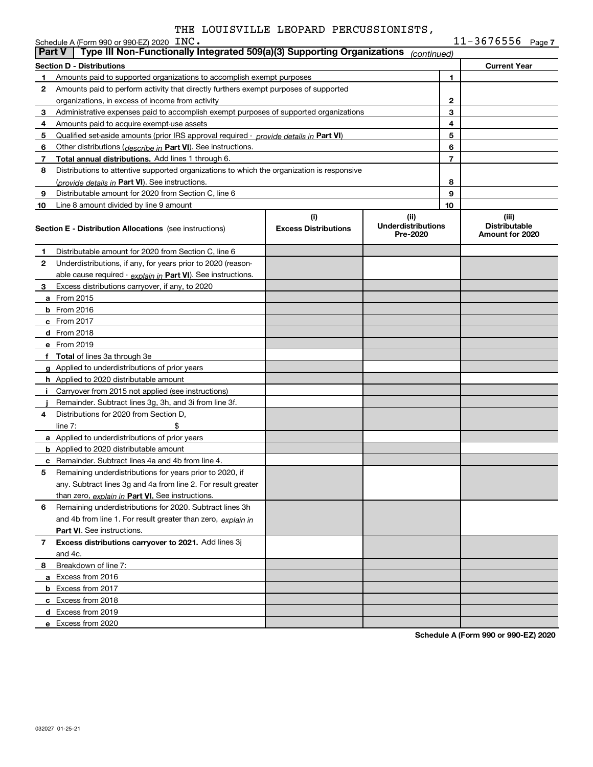THE LOUISVILLE LEOPARD PERCUSSIONISTS, INC.

Schedule A (Form 990 or 990-EZ) 2020 — 11-3676556 Page 7

## Part V | Type III Non-Functionally Integrated 509(a)(3) Supporting Organizations *(continued)*

| Section D - Distributions | | | Current Year |
|---|---|---|---|
| 1 | Amounts paid to supported organizations to accomplish exempt purposes | 1 | |
| 2 | Amounts paid to perform activity that directly furthers exempt purposes of supported organizations, in excess of income from activity | 2 | |
| 3 | Administrative expenses paid to accomplish exempt purposes of supported organizations | 3 | |
| 4 | Amounts paid to acquire exempt-use assets | 4 | |
| 5 | Qualified set-aside amounts (prior IRS approval required - *provide details in* **Part VI**) | 5 | |
| 6 | Other distributions (*describe in* **Part VI**). See instructions. | 6 | |
| 7 | **Total annual distributions.** Add lines 1 through 6. | 7 | |
| 8 | Distributions to attentive supported organizations to which the organization is responsive (*provide details in* **Part VI**). See instructions. | 8 | |
| 9 | Distributable amount for 2020 from Section C, line 6 | 9 | |
| 10 | Line 8 amount divided by line 9 amount | 10 | |

| | **Section E - Distribution Allocations** (see instructions) | (i) Excess Distributions | (ii) Underdistributions Pre-2020 | (iii) Distributable Amount for 2020 |
|---|---|---|---|---|
| 1 | Distributable amount for 2020 from Section C, line 6 | | | |
| 2 | Underdistributions, if any, for years prior to 2020 (reasonable cause required - *explain in* **Part VI**). See instructions. | | | |
| 3 | Excess distributions carryover, if any, to 2020 | | | |
| a | From 2015 | | | |
| b | From 2016 | | | |
| c | From 2017 | | | |
| d | From 2018 | | | |
| e | From 2019 | | | |
| f | **Total** of lines 3a through 3e | | | |
| g | Applied to underdistributions of prior years | | | |
| h | Applied to 2020 distributable amount | | | |
| i | Carryover from 2015 not applied (see instructions) | | | |
| j | Remainder. Subtract lines 3g, 3h, and 3i from line 3f. | | | |
| 4 | Distributions for 2020 from Section D, line 7: $ | | | |
| a | Applied to underdistributions of prior years | | | |
| b | Applied to 2020 distributable amount | | | |
| c | Remainder. Subtract lines 4a and 4b from line 4. | | | |
| 5 | Remaining underdistributions for years prior to 2020, if any. Subtract lines 3g and 4a from line 2. For result greater than zero, *explain in* **Part VI.** See instructions. | | | |
| 6 | Remaining underdistributions for 2020. Subtract lines 3h and 4b from line 1. For result greater than zero, *explain in* **Part VI**. See instructions. | | | |
| 7 | **Excess distributions carryover to 2021.** Add lines 3j and 4c. | | | |
| 8 | Breakdown of line 7: | | | |
| a | Excess from 2016 | | | |
| b | Excess from 2017 | | | |
| c | Excess from 2018 | | | |
| d | Excess from 2019 | | | |
| e | Excess from 2020 | | | |

**Schedule A (Form 990 or 990-EZ) 2020**

032027 01-25-21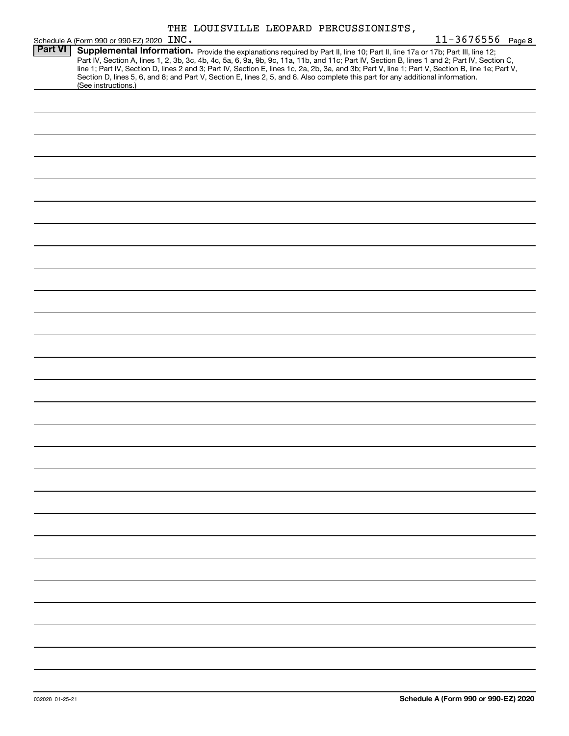THE LOUISVILLE LEOPARD PERCUSSIONISTS,

Schedule A (Form 990 or 990-EZ) 2020 INC. 11-3676556 Page **8**

**Part VI** **Supplemental Information.** Provide the explanations required by Part II, line 10; Part II, line 17a or 17b; Part III, line 12; Part IV, Section A, lines 1, 2, 3b, 3c, 4b, 4c, 5a, 6, 9a, 9b, 9c, 11a, 11b, and 11c; Part IV, Section B, lines 1 and 2; Part IV, Section C, line 1; Part IV, Section D, lines 2 and 3; Part IV, Section E, lines 1c, 2a, 2b, 3a, and 3b; Part V, line 1; Part V, Section B, line 1e; Part V, Section D, lines 5, 6, and 8; and Part V, Section E, lines 2, 5, and 6. Also complete this part for any additional information. (See instructions.)

032028 01-25-21 **Schedule A (Form 990 or 990-EZ) 2020**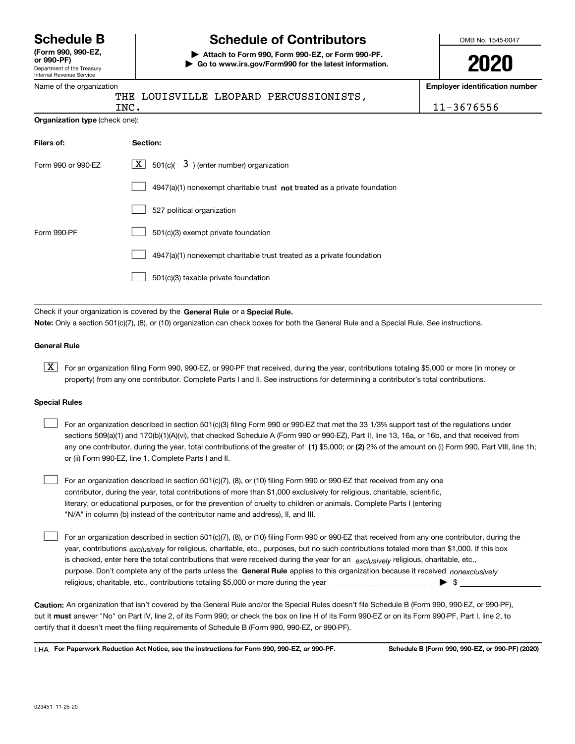# Schedule B

**(Form 990, 990-EZ, or 990-PF)**
Department of the Treasury
Internal Revenue Service

## Schedule of Contributors

▶ **Attach to Form 990, Form 990-EZ, or Form 990-PF.**
▶ **Go to www.irs.gov/Form990 for the latest information.**

OMB No. 1545-0047

**2020**

| Name of the organization | Employer identification number |
|---|---|
| THE LOUISVILLE LEOPARD PERCUSSIONISTS, INC. | 11-3676556 |

**Organization type** (check one):

| **Filers of:** | **Section:** |
|---|---|
| Form 990 or 990-EZ | [X] 501(c)( 3 ) (enter number) organization |
| | [ ] 4947(a)(1) nonexempt charitable trust **not** treated as a private foundation |
| | [ ] 527 political organization |
| Form 990-PF | [ ] 501(c)(3) exempt private foundation |
| | [ ] 4947(a)(1) nonexempt charitable trust treated as a private foundation |
| | [ ] 501(c)(3) taxable private foundation |

Check if your organization is covered by the **General Rule** or a **Special Rule.**

**Note:** Only a section 501(c)(7), (8), or (10) organization can check boxes for both the General Rule and a Special Rule. See instructions.

### General Rule

[X] For an organization filing Form 990, 990-EZ, or 990-PF that received, during the year, contributions totaling $5,000 or more (in money or property) from any one contributor. Complete Parts I and II. See instructions for determining a contributor's total contributions.

### Special Rules

[ ] For an organization described in section 501(c)(3) filing Form 990 or 990-EZ that met the 33 1/3% support test of the regulations under sections 509(a)(1) and 170(b)(1)(A)(vi), that checked Schedule A (Form 990 or 990-EZ), Part II, line 13, 16a, or 16b, and that received from any one contributor, during the year, total contributions of the greater of **(1)** $5,000; or **(2)** 2% of the amount on (i) Form 990, Part VIII, line 1h; or (ii) Form 990-EZ, line 1. Complete Parts I and II.

[ ] For an organization described in section 501(c)(7), (8), or (10) filing Form 990 or 990-EZ that received from any one contributor, during the year, total contributions of more than $1,000 exclusively for religious, charitable, scientific, literary, or educational purposes, or for the prevention of cruelty to children or animals. Complete Parts I (entering "N/A" in column (b) instead of the contributor name and address), II, and III.

[ ] For an organization described in section 501(c)(7), (8), or (10) filing Form 990 or 990-EZ that received from any one contributor, during the year, contributions *exclusively* for religious, charitable, etc., purposes, but no such contributions totaled more than $1,000. If this box is checked, enter here the total contributions that were received during the year for an *exclusively* religious, charitable, etc., purpose. Don't complete any of the parts unless the **General Rule** applies to this organization because it received *nonexclusively* religious, charitable, etc., contributions totaling $5,000 or more during the year ▶ $ ____________

**Caution:** An organization that isn't covered by the General Rule and/or the Special Rules doesn't file Schedule B (Form 990, 990-EZ, or 990-PF), but it **must** answer "No" on Part IV, line 2, of its Form 990; or check the box on line H of its Form 990-EZ or on its Form 990-PF, Part I, line 2, to certify that it doesn't meet the filing requirements of Schedule B (Form 990, 990-EZ, or 990-PF).

LHA **For Paperwork Reduction Act Notice, see the instructions for Form 990, 990-EZ, or 990-PF.** **Schedule B (Form 990, 990-EZ, or 990-PF) (2020)**

023451 11-25-20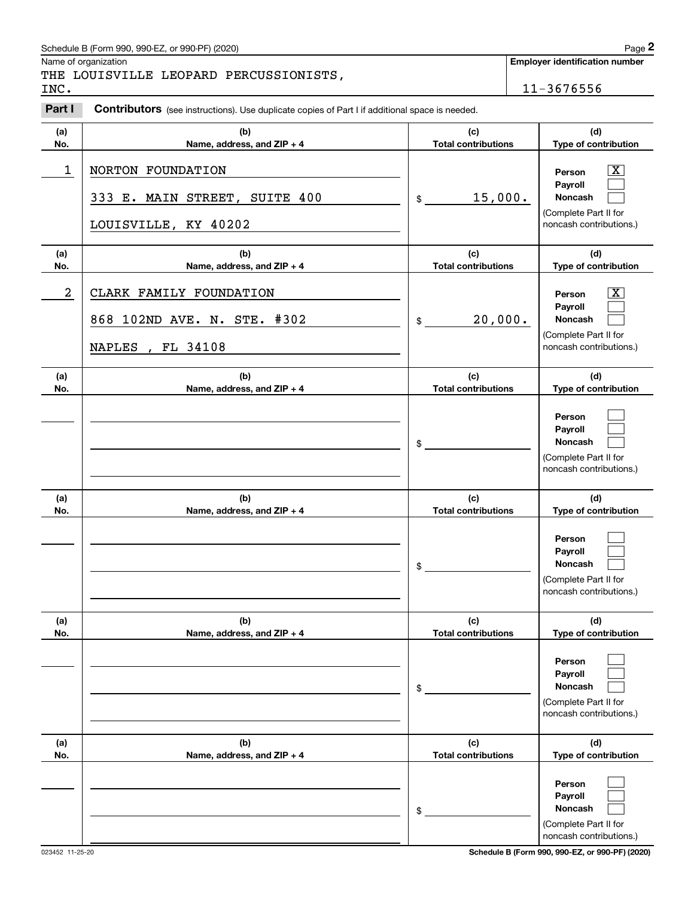Schedule B (Form 990, 990-EZ, or 990-PF) (2020)

Name of organization: THE LOUISVILLE LEOPARD PERCUSSIONISTS, INC.

**Employer identification number:** 11-3676556

**Part I** **Contributors** (see instructions). Use duplicate copies of Part I if additional space is needed.

| (a) No. | (b) Name, address, and ZIP + 4 | (c) Total contributions | (d) Type of contribution |
|---|---|---|---|
| 1 | NORTON FOUNDATION<br>333 E. MAIN STREET, SUITE 400<br>LOUISVILLE, KY 40202 | $ 15,000. | Person [X]<br>Payroll [ ]<br>Noncash [ ]<br>(Complete Part II for noncash contributions.) |
| 2 | CLARK FAMILY FOUNDATION<br>868 102ND AVE. N. STE. #302<br>NAPLES , FL 34108 | $ 20,000. | Person [X]<br>Payroll [ ]<br>Noncash [ ]<br>(Complete Part II for noncash contributions.) |
| | | $ | Person [ ]<br>Payroll [ ]<br>Noncash [ ]<br>(Complete Part II for noncash contributions.) |
| | | $ | Person [ ]<br>Payroll [ ]<br>Noncash [ ]<br>(Complete Part II for noncash contributions.) |
| | | $ | Person [ ]<br>Payroll [ ]<br>Noncash [ ]<br>(Complete Part II for noncash contributions.) |
| | | $ | Person [ ]<br>Payroll [ ]<br>Noncash [ ]<br>(Complete Part II for noncash contributions.) |

023452 11-25-20

Schedule B (Form 990, 990-EZ, or 990-PF) (2020)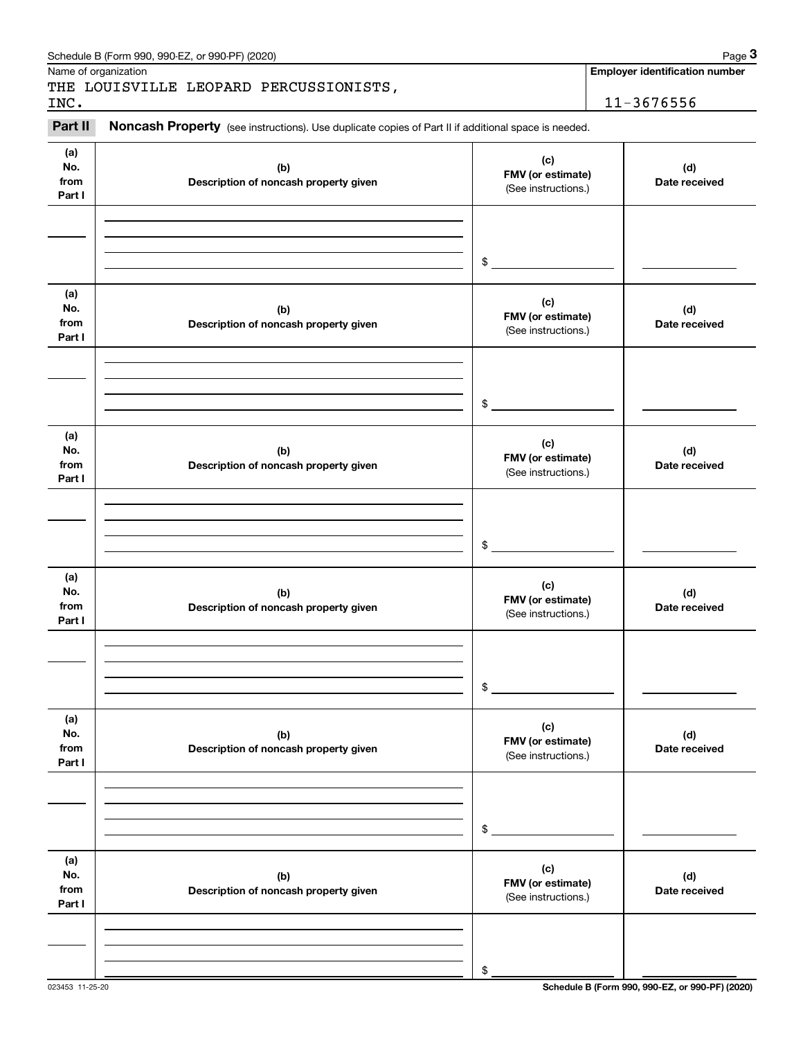Schedule B (Form 990, 990-EZ, or 990-PF) (2020) Page **3**

Name of organization

THE LOUISVILLE LEOPARD PERCUSSIONISTS, INC.

**Employer identification number**

11-3676556

**Part II** **Noncash Property** (see instructions). Use duplicate copies of Part II if additional space is needed.

| (a) No. from Part I | (b) Description of noncash property given | (c) FMV (or estimate) (See instructions.) | (d) Date received |
|---|---|---|---|
| | | $ | |

| (a) No. from Part I | (b) Description of noncash property given | (c) FMV (or estimate) (See instructions.) | (d) Date received |
|---|---|---|---|
| | | $ | |

| (a) No. from Part I | (b) Description of noncash property given | (c) FMV (or estimate) (See instructions.) | (d) Date received |
|---|---|---|---|
| | | $ | |

| (a) No. from Part I | (b) Description of noncash property given | (c) FMV (or estimate) (See instructions.) | (d) Date received |
|---|---|---|---|
| | | $ | |

| (a) No. from Part I | (b) Description of noncash property given | (c) FMV (or estimate) (See instructions.) | (d) Date received |
|---|---|---|---|
| | | $ | |

| (a) No. from Part I | (b) Description of noncash property given | (c) FMV (or estimate) (See instructions.) | (d) Date received |
|---|---|---|---|
| | | $ | |

023453 11-25-20 **Schedule B (Form 990, 990-EZ, or 990-PF) (2020)**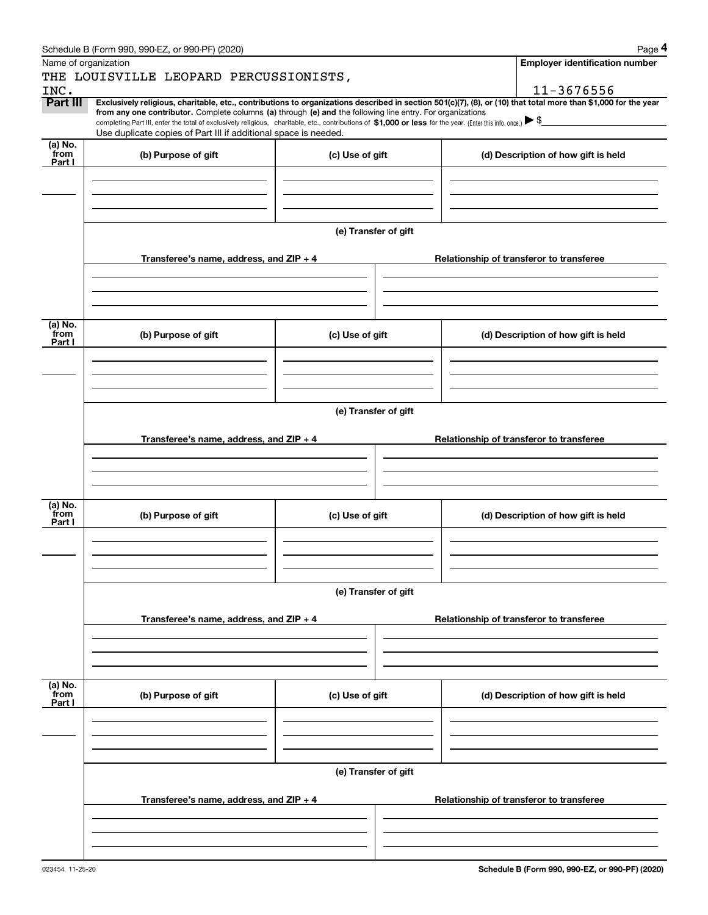Schedule B (Form 990, 990-EZ, or 990-PF) (2020)

Name of organization: THE LOUISVILLE LEOPARD PERCUSSIONISTS, INC.

**Employer identification number**: 11-3676556

**Part III** **Exclusively religious, charitable, etc., contributions to organizations described in section 501(c)(7), (8), or (10) that total more than $1,000 for the year from any one contributor.** Complete columns **(a)** through **(e) and** the following line entry. For organizations completing Part III, enter the total of exclusively religious, charitable, etc., contributions of **$1,000 or less** for the year. (Enter this info. once.) ▶ $

Use duplicate copies of Part III if additional space is needed.

| (a) No. from Part I | (b) Purpose of gift | (c) Use of gift | (d) Description of how gift is held |
|---|---|---|---|
| | | | |

(e) Transfer of gift

| Transferee's name, address, and ZIP + 4 | Relationship of transferor to transferee |
|---|---|
| | |

| (a) No. from Part I | (b) Purpose of gift | (c) Use of gift | (d) Description of how gift is held |
|---|---|---|---|
| | | | |

(e) Transfer of gift

| Transferee's name, address, and ZIP + 4 | Relationship of transferor to transferee |
|---|---|
| | |

| (a) No. from Part I | (b) Purpose of gift | (c) Use of gift | (d) Description of how gift is held |
|---|---|---|---|
| | | | |

(e) Transfer of gift

| Transferee's name, address, and ZIP + 4 | Relationship of transferor to transferee |
|---|---|
| | |

| (a) No. from Part I | (b) Purpose of gift | (c) Use of gift | (d) Description of how gift is held |
|---|---|---|---|
| | | | |

(e) Transfer of gift

| Transferee's name, address, and ZIP + 4 | Relationship of transferor to transferee |
|---|---|
| | |

023454 11-25-20

**Schedule B (Form 990, 990-EZ, or 990-PF) (2020)**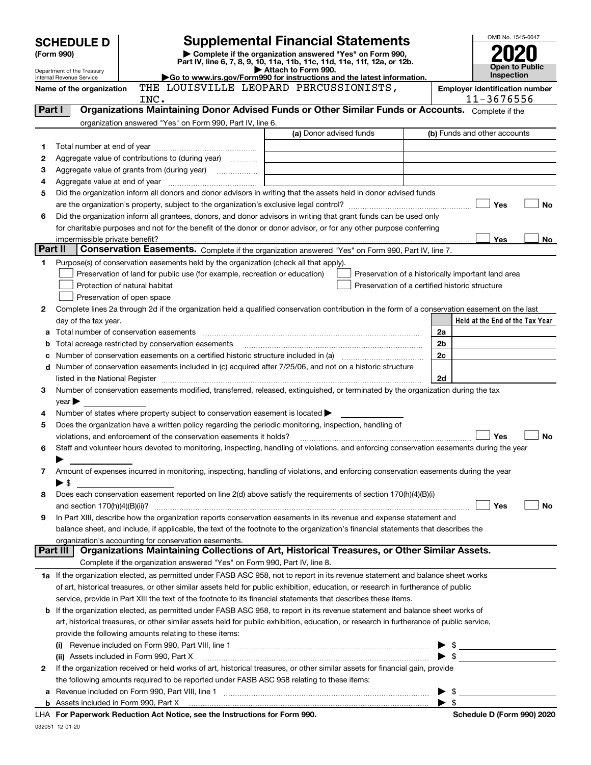# SCHEDULE D (Form 990)

Department of the Treasury
Internal Revenue Service

## Supplemental Financial Statements

▶ Complete if the organization answered "Yes" on Form 990, Part IV, line 6, 7, 8, 9, 10, 11a, 11b, 11c, 11d, 11e, 11f, 12a, or 12b.
▶ Attach to Form 990.
▶Go to www.irs.gov/Form990 for instructions and the latest information.

OMB No. 1545-0047

**2020**

**Open to Public Inspection**

Name of the organization: THE LOUISVILLE LEOPARD PERCUSSIONISTS, INC.

Employer identification number: 11-3676556

### Part I Organizations Maintaining Donor Advised Funds or Other Similar Funds or Accounts. Complete if the organization answered "Yes" on Form 990, Part IV, line 6.

| | | (a) Donor advised funds | (b) Funds and other accounts |
|---|---|---|---|
| 1 | Total number at end of year | | |
| 2 | Aggregate value of contributions to (during year) | | |
| 3 | Aggregate value of grants from (during year) | | |
| 4 | Aggregate value at end of year | | |

5 Did the organization inform all donors and donor advisors in writing that the assets held in donor advised funds are the organization's property, subject to the organization's exclusive legal control? ☐ Yes ☐ No

6 Did the organization inform all grantees, donors, and donor advisors in writing that grant funds can be used only for charitable purposes and not for the benefit of the donor or donor advisor, or for any other purpose conferring impermissible private benefit? ☐ Yes ☐ No

### Part II Conservation Easements. Complete if the organization answered "Yes" on Form 990, Part IV, line 7.

1 Purpose(s) of conservation easements held by the organization (check all that apply).

- ☐ Preservation of land for public use (for example, recreation or education)
- ☐ Protection of natural habitat
- ☐ Preservation of open space
- ☐ Preservation of a historically important land area
- ☐ Preservation of a certified historic structure

2 Complete lines 2a through 2d if the organization held a qualified conservation contribution in the form of a conservation easement on the last day of the tax year.

| | | | Held at the End of the Tax Year |
|---|---|---|---|
| a | Total number of conservation easements | 2a | |
| b | Total acreage restricted by conservation easements | 2b | |
| c | Number of conservation easements on a certified historic structure included in (a) | 2c | |
| d | Number of conservation easements included in (c) acquired after 7/25/06, and not on a historic structure listed in the National Register | 2d | |

3 Number of conservation easements modified, transferred, released, extinguished, or terminated by the organization during the tax year ▶

4 Number of states where property subject to conservation easement is located ▶

5 Does the organization have a written policy regarding the periodic monitoring, inspection, handling of violations, and enforcement of the conservation easements it holds? ☐ Yes ☐ No

6 Staff and volunteer hours devoted to monitoring, inspecting, handling of violations, and enforcing conservation easements during the year ▶

7 Amount of expenses incurred in monitoring, inspecting, handling of violations, and enforcing conservation easements during the year ▶ $

8 Does each conservation easement reported on line 2(d) above satisfy the requirements of section 170(h)(4)(B)(i) and section 170(h)(4)(B)(ii)? ☐ Yes ☐ No

9 In Part XIII, describe how the organization reports conservation easements in its revenue and expense statement and balance sheet, and include, if applicable, the text of the footnote to the organization's financial statements that describes the organization's accounting for conservation easements.

### Part III Organizations Maintaining Collections of Art, Historical Treasures, or Other Similar Assets. Complete if the organization answered "Yes" on Form 990, Part IV, line 8.

1a If the organization elected, as permitted under FASB ASC 958, not to report in its revenue statement and balance sheet works of art, historical treasures, or other similar assets held for public exhibition, education, or research in furtherance of public service, provide in Part XIII the text of the footnote to its financial statements that describes these items.

b If the organization elected, as permitted under FASB ASC 958, to report in its revenue statement and balance sheet works of art, historical treasures, or other similar assets held for public exhibition, education, or research in furtherance of public service, provide the following amounts relating to these items:

(i) Revenue included on Form 990, Part VIII, line 1 ▶ $

(ii) Assets included in Form 990, Part X ▶ $

2 If the organization received or held works of art, historical treasures, or other similar assets for financial gain, provide the following amounts required to be reported under FASB ASC 958 relating to these items:

a Revenue included on Form 990, Part VIII, line 1 ▶ $

b Assets included in Form 990, Part X ▶ $

LHA For Paperwork Reduction Act Notice, see the Instructions for Form 990. Schedule D (Form 990) 2020

032051 12-01-20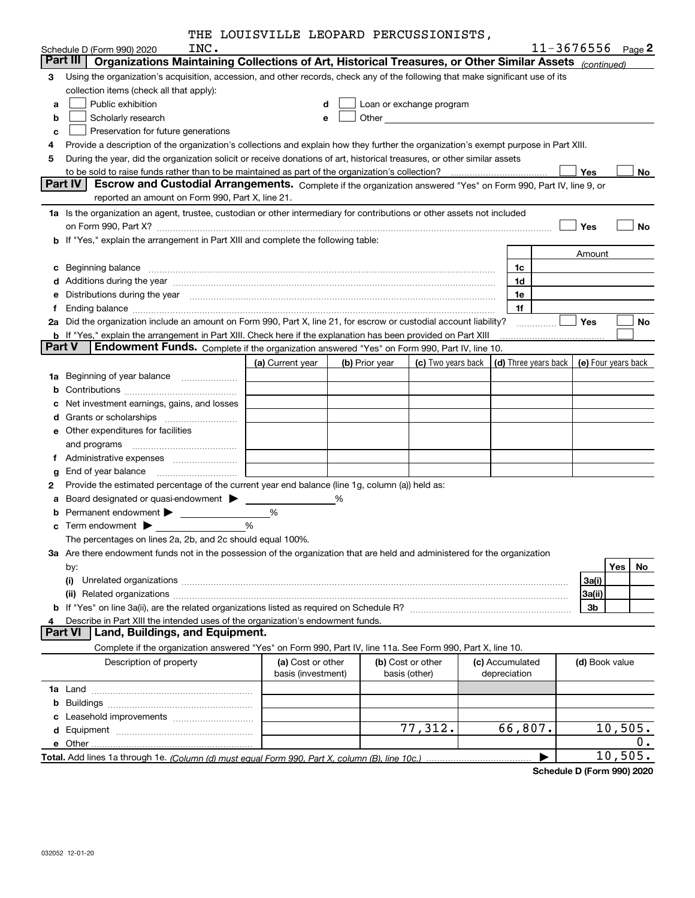THE LOUISVILLE LEOPARD PERCUSSIONISTS, INC.

Schedule D (Form 990) 2020 — 11-3676556 Page 2

## Part III Organizations Maintaining Collections of Art, Historical Treasures, or Other Similar Assets *(continued)*

3 Using the organization's acquisition, accession, and other records, check any of the following that make significant use of its collection items (check all that apply):

a ☐ Public exhibition
b ☐ Scholarly research
c ☐ Preservation for future generations
d ☐ Loan or exchange program
e ☐ Other

4 Provide a description of the organization's collections and explain how they further the organization's exempt purpose in Part XIII.

5 During the year, did the organization solicit or receive donations of art, historical treasures, or other similar assets to be sold to raise funds rather than to be maintained as part of the organization's collection? ☐ Yes ☐ No

## Part IV Escrow and Custodial Arrangements.

Complete if the organization answered "Yes" on Form 990, Part IV, line 9, or reported an amount on Form 990, Part X, line 21.

1a Is the organization an agent, trustee, custodian or other intermediary for contributions or other assets not included on Form 990, Part X? ☐ Yes ☐ No

b If "Yes," explain the arrangement in Part XIII and complete the following table:

| | | Amount |
|---|---|---|
| c Beginning balance | 1c | |
| d Additions during the year | 1d | |
| e Distributions during the year | 1e | |
| f Ending balance | 1f | |

2a Did the organization include an amount on Form 990, Part X, line 21, for escrow or custodial account liability? ☐ Yes ☐ No

b If "Yes," explain the arrangement in Part XIII. Check here if the explanation has been provided on Part XIII ☐

## Part V Endowment Funds.

Complete if the organization answered "Yes" on Form 990, Part IV, line 10.

| | (a) Current year | (b) Prior year | (c) Two years back | (d) Three years back | (e) Four years back |
|---|---|---|---|---|---|
| 1a Beginning of year balance | | | | | |
| b Contributions | | | | | |
| c Net investment earnings, gains, and losses | | | | | |
| d Grants or scholarships | | | | | |
| e Other expenditures for facilities and programs | | | | | |
| f Administrative expenses | | | | | |
| g End of year balance | | | | | |

2 Provide the estimated percentage of the current year end balance (line 1g, column (a)) held as:

a Board designated or quasi-endowment ▶ ______ %
b Permanent endowment ▶ ______ %
c Term endowment ▶ ______ %

The percentages on lines 2a, 2b, and 2c should equal 100%.

3a Are there endowment funds not in the possession of the organization that are held and administered for the organization by:

| | | Yes | No |
|---|---|---|---|
| (i) Unrelated organizations | 3a(i) | | |
| (ii) Related organizations | 3a(ii) | | |
| b If "Yes" on line 3a(ii), are the related organizations listed as required on Schedule R? | 3b | | |

4 Describe in Part XIII the intended uses of the organization's endowment funds.

## Part VI Land, Buildings, and Equipment.

Complete if the organization answered "Yes" on Form 990, Part IV, line 11a. See Form 990, Part X, line 10.

| Description of property | (a) Cost or other basis (investment) | (b) Cost or other basis (other) | (c) Accumulated depreciation | (d) Book value |
|---|---|---|---|---|
| 1a Land | | | | |
| b Buildings | | | | |
| c Leasehold improvements | | | | |
| d Equipment | | 77,312. | 66,807. | 10,505. |
| e Other | | | | 0. |
| **Total.** Add lines 1a through 1e. *(Column (d) must equal Form 990, Part X, column (B), line 10c.)* | | | | 10,505. |

**Schedule D (Form 990) 2020**

032052 12-01-20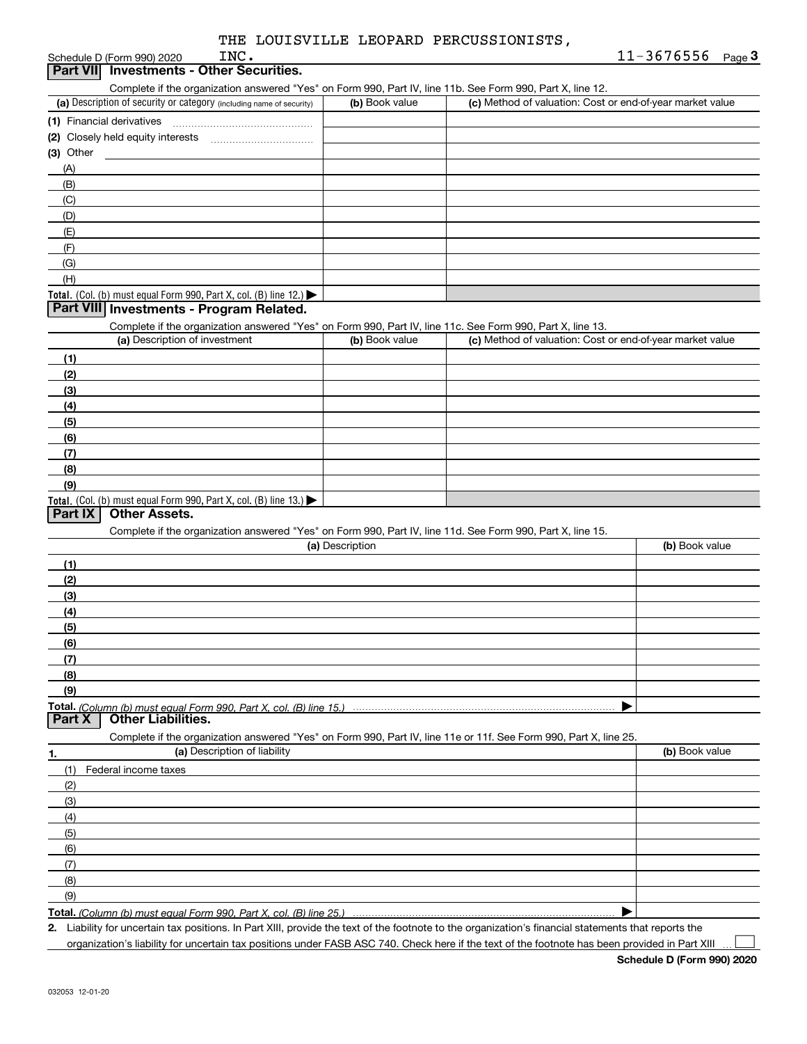THE LOUISVILLE LEOPARD PERCUSSIONISTS, INC. 11-3676556

Schedule D (Form 990) 2020

## Part VII Investments - Other Securities.

Complete if the organization answered "Yes" on Form 990, Part IV, line 11b. See Form 990, Part X, line 12.

| (a) Description of security or category (including name of security) | (b) Book value | (c) Method of valuation: Cost or end-of-year market value |
|---|---|---|
| (1) Financial derivatives | | |
| (2) Closely held equity interests | | |
| (3) Other | | |
| (A) | | |
| (B) | | |
| (C) | | |
| (D) | | |
| (E) | | |
| (F) | | |
| (G) | | |
| (H) | | |
| **Total.** (Col. (b) must equal Form 990, Part X, col. (B) line 12.) | | |

## Part VIII Investments - Program Related.

Complete if the organization answered "Yes" on Form 990, Part IV, line 11c. See Form 990, Part X, line 13.

| (a) Description of investment | (b) Book value | (c) Method of valuation: Cost or end-of-year market value |
|---|---|---|
| (1) | | |
| (2) | | |
| (3) | | |
| (4) | | |
| (5) | | |
| (6) | | |
| (7) | | |
| (8) | | |
| (9) | | |
| **Total.** (Col. (b) must equal Form 990, Part X, col. (B) line 13.) | | |

## Part IX Other Assets.

Complete if the organization answered "Yes" on Form 990, Part IV, line 11d. See Form 990, Part X, line 15.

| (a) Description | (b) Book value |
|---|---|
| (1) | |
| (2) | |
| (3) | |
| (4) | |
| (5) | |
| (6) | |
| (7) | |
| (8) | |
| (9) | |
| **Total.** *(Column (b) must equal Form 990, Part X, col. (B) line 15.)* | |

## Part X Other Liabilities.

Complete if the organization answered "Yes" on Form 990, Part IV, line 11e or 11f. See Form 990, Part X, line 25.

| 1. (a) Description of liability | (b) Book value |
|---|---|
| (1) Federal income taxes | |
| (2) | |
| (3) | |
| (4) | |
| (5) | |
| (6) | |
| (7) | |
| (8) | |
| (9) | |
| **Total.** *(Column (b) must equal Form 990, Part X, col. (B) line 25.)* | |

2. Liability for uncertain tax positions. In Part XIII, provide the text of the footnote to the organization's financial statements that reports the organization's liability for uncertain tax positions under FASB ASC 740. Check here if the text of the footnote has been provided in Part XIII ☐

Schedule D (Form 990) 2020

032053 12-01-20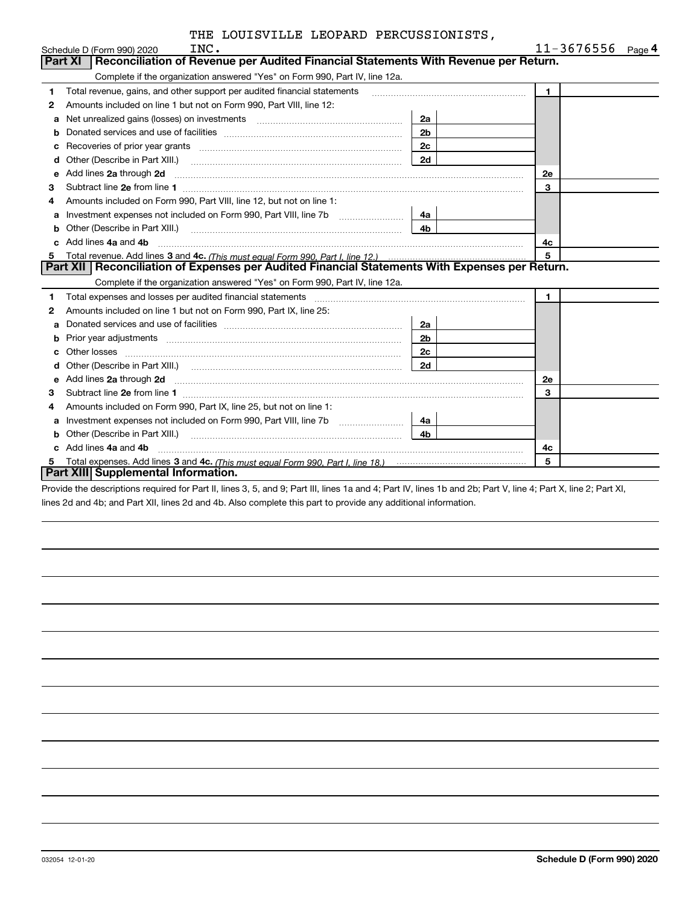THE LOUISVILLE LEOPARD PERCUSSIONISTS, INC. 11-3676556

Schedule D (Form 990) 2020

## Part XI Reconciliation of Revenue per Audited Financial Statements With Revenue per Return.

Complete if the organization answered "Yes" on Form 990, Part IV, line 12a.

| | | | | | |
|---|---|---|---|---|---|
| 1 | Total revenue, gains, and other support per audited financial statements | | | 1 | |
| 2 | Amounts included on line 1 but not on Form 990, Part VIII, line 12: | | | | |
| a | Net unrealized gains (losses) on investments | 2a | | | |
| b | Donated services and use of facilities | 2b | | | |
| c | Recoveries of prior year grants | 2c | | | |
| d | Other (Describe in Part XIII.) | 2d | | | |
| e | Add lines **2a** through **2d** | | | 2e | |
| 3 | Subtract line **2e** from line **1** | | | 3 | |
| 4 | Amounts included on Form 990, Part VIII, line 12, but not on line 1: | | | | |
| a | Investment expenses not included on Form 990, Part VIII, line 7b | 4a | | | |
| b | Other (Describe in Part XIII.) | 4b | | | |
| c | Add lines **4a** and **4b** | | | 4c | |
| 5 | Total revenue. Add lines **3** and **4c.** *(This must equal Form 990, Part I, line 12.)* | | | 5 | |

## Part XII Reconciliation of Expenses per Audited Financial Statements With Expenses per Return.

Complete if the organization answered "Yes" on Form 990, Part IV, line 12a.

| | | | | | |
|---|---|---|---|---|---|
| 1 | Total expenses and losses per audited financial statements | | | 1 | |
| 2 | Amounts included on line 1 but not on Form 990, Part IX, line 25: | | | | |
| a | Donated services and use of facilities | 2a | | | |
| b | Prior year adjustments | 2b | | | |
| c | Other losses | 2c | | | |
| d | Other (Describe in Part XIII.) | 2d | | | |
| e | Add lines **2a** through **2d** | | | 2e | |
| 3 | Subtract line **2e** from line **1** | | | 3 | |
| 4 | Amounts included on Form 990, Part IX, line 25, but not on line 1: | | | | |
| a | Investment expenses not included on Form 990, Part VIII, line 7b | 4a | | | |
| b | Other (Describe in Part XIII.) | 4b | | | |
| c | Add lines **4a** and **4b** | | | 4c | |
| 5 | Total expenses. Add lines **3** and **4c.** *(This must equal Form 990, Part I, line 18.)* | | | 5 | |

## Part XIII Supplemental Information.

Provide the descriptions required for Part II, lines 3, 5, and 9; Part III, lines 1a and 4; Part IV, lines 1b and 2b; Part V, line 4; Part X, line 2; Part XI, lines 2d and 4b; and Part XII, lines 2d and 4b. Also complete this part to provide any additional information.

032054 12-01-20

**Schedule D (Form 990) 2020**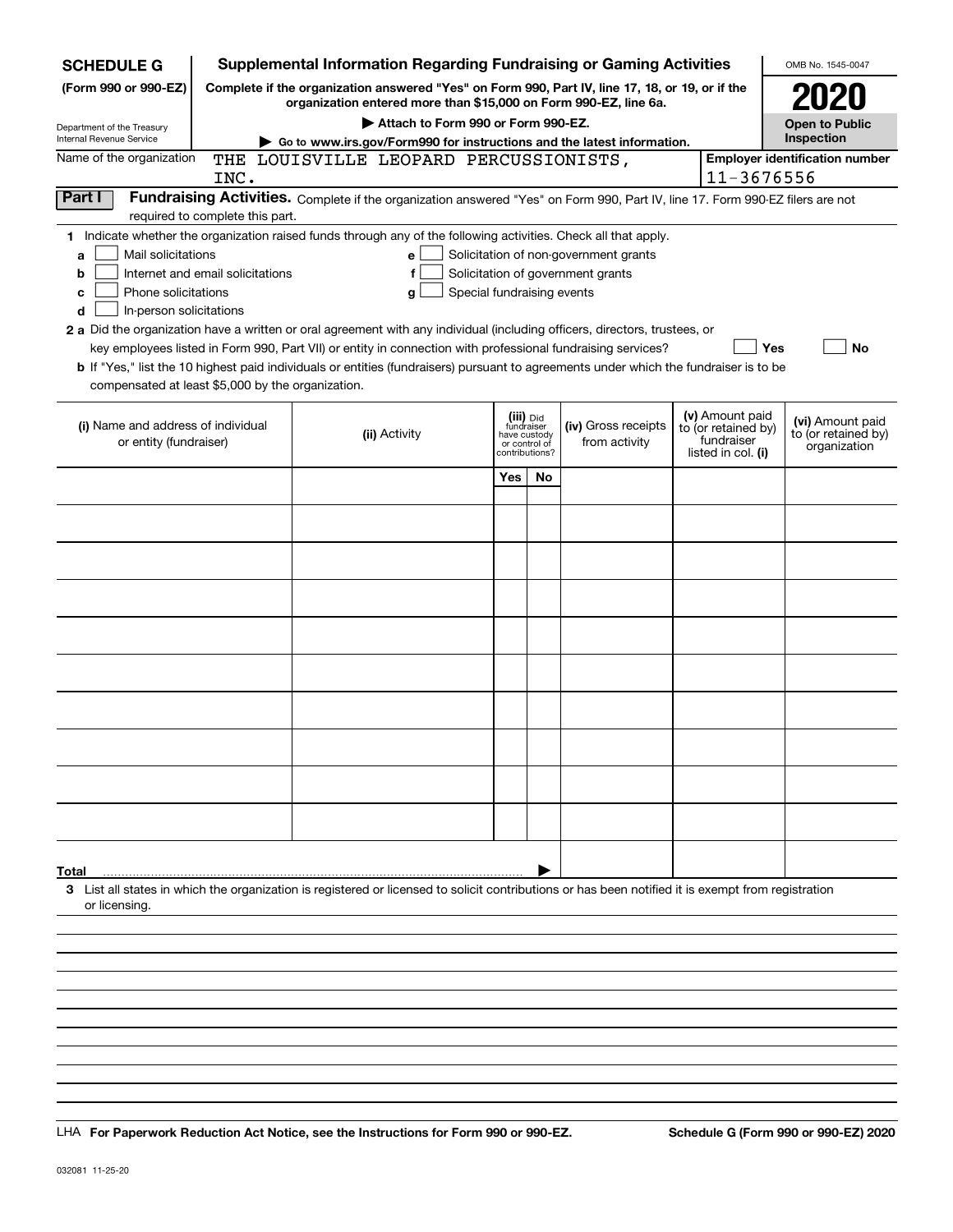**SCHEDULE G**
**(Form 990 or 990-EZ)**

Department of the Treasury
Internal Revenue Service

# Supplemental Information Regarding Fundraising or Gaming Activities

**Complete if the organization answered "Yes" on Form 990, Part IV, line 17, 18, or 19, or if the organization entered more than $15,000 on Form 990-EZ, line 6a.**

**▶ Attach to Form 990 or Form 990-EZ.**

**▶ Go to www.irs.gov/Form990 for instructions and the latest information.**

OMB No. 1545-0047

**2020**

**Open to Public Inspection**

Name of the organization: THE LOUISVILLE LEOPARD PERCUSSIONISTS, INC.

**Employer identification number** 11-3676556

**Part I** **Fundraising Activities.** Complete if the organization answered "Yes" on Form 990, Part IV, line 17. Form 990-EZ filers are not required to complete this part.

**1** Indicate whether the organization raised funds through any of the following activities. Check all that apply.

- **a** ☐ Mail solicitations
- **b** ☐ Internet and email solicitations
- **c** ☐ Phone solicitations
- **d** ☐ In-person solicitations
- **e** ☐ Solicitation of non-government grants
- **f** ☐ Solicitation of government grants
- **g** ☐ Special fundraising events

**2 a** Did the organization have a written or oral agreement with any individual (including officers, directors, trustees, or key employees listed in Form 990, Part VII) or entity in connection with professional fundraising services? ☐ **Yes** ☐ **No**

**b** If "Yes," list the 10 highest paid individuals or entities (fundraisers) pursuant to agreements under which the fundraiser is to be compensated at least $5,000 by the organization.

| (i) Name and address of individual or entity (fundraiser) | (ii) Activity | (iii) Did fundraiser have custody or control of contributions? | | (iv) Gross receipts from activity | (v) Amount paid to (or retained by) fundraiser listed in col. (i) | (vi) Amount paid to (or retained by) organization |
|---|---|---|---|---|---|---|
| | | Yes | No | | | |
| | | | | | | |
| | | | | | | |
| | | | | | | |
| | | | | | | |
| | | | | | | |
| | | | | | | |
| | | | | | | |
| | | | | | | |
| | | | | | | |
| | | | | | | |
| **Total** ▶ | | | | | | |

**3** List all states in which the organization is registered or licensed to solicit contributions or has been notified it is exempt from registration or licensing.

LHA **For Paperwork Reduction Act Notice, see the Instructions for Form 990 or 990-EZ.** **Schedule G (Form 990 or 990-EZ) 2020**

032081 11-25-20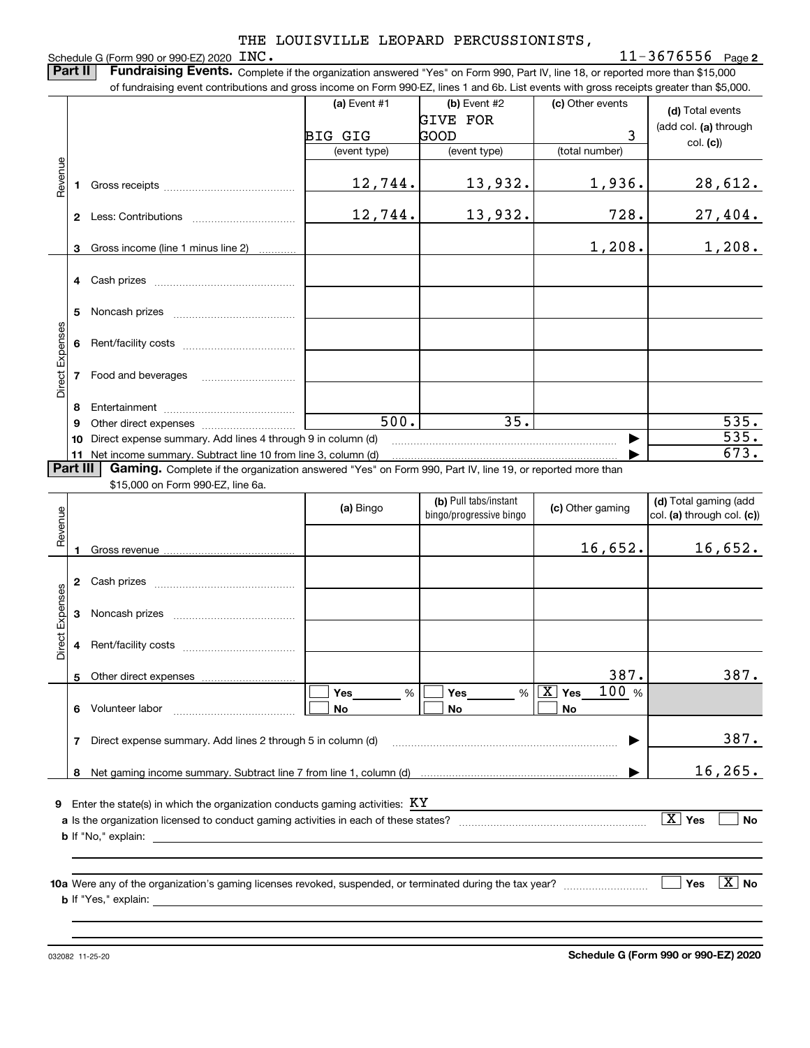Schedule G (Form 990 or 990-EZ) 2020 THE LOUISVILLE LEOPARD PERCUSSIONISTS, INC. 11-3676556 Page 2

**Part II** **Fundraising Events.** Complete if the organization answered "Yes" on Form 990, Part IV, line 18, or reported more than $15,000 of fundraising event contributions and gross income on Form 990-EZ, lines 1 and 6b. List events with gross receipts greater than $5,000.

| | | (a) Event #1 | (b) Event #2 | (c) Other events | (d) Total events (add col. (a) through col. (c)) |
|---|---|---|---|---|---|
| | | BIG GIG | GIVE FOR GOOD | 3 | |
| | | (event type) | (event type) | (total number) | |
| Revenue | 1 Gross receipts | 12,744. | 13,932. | 1,936. | 28,612. |
| | 2 Less: Contributions | 12,744. | 13,932. | 728. | 27,404. |
| | 3 Gross income (line 1 minus line 2) | | | 1,208. | 1,208. |
| Direct Expenses | 4 Cash prizes | | | | |
| | 5 Noncash prizes | | | | |
| | 6 Rent/facility costs | | | | |
| | 7 Food and beverages | | | | |
| | 8 Entertainment | | | | |
| | 9 Other direct expenses | 500. | 35. | | 535. |
| | 10 Direct expense summary. Add lines 4 through 9 in column (d) | | | | 535. |
| | 11 Net income summary. Subtract line 10 from line 3, column (d) | | | | 673. |

**Part III** **Gaming.** Complete if the organization answered "Yes" on Form 990, Part IV, line 19, or reported more than $15,000 on Form 990-EZ, line 6a.

| | | (a) Bingo | (b) Pull tabs/instant bingo/progressive bingo | (c) Other gaming | (d) Total gaming (add col. (a) through col. (c)) |
|---|---|---|---|---|---|
| Revenue | 1 Gross revenue | | | 16,652. | 16,652. |
| Direct Expenses | 2 Cash prizes | | | | |
| | 3 Noncash prizes | | | | |
| | 4 Rent/facility costs | | | | |
| | 5 Other direct expenses | | | 387. | 387. |
| | 6 Volunteer labor | ☐ Yes ___ % ☐ No | ☐ Yes ___ % ☐ No | ☒ Yes 100 % ☐ No | |
| | 7 Direct expense summary. Add lines 2 through 5 in column (d) | | | | 387. |
| | 8 Net gaming income summary. Subtract line 7 from line 1, column (d) | | | | 16,265. |

**9** Enter the state(s) in which the organization conducts gaming activities: KY

**a** Is the organization licensed to conduct gaming activities in each of these states? ☒ Yes ☐ No

**b** If "No," explain:

**10a** Were any of the organization's gaming licenses revoked, suspended, or terminated during the tax year? ☐ Yes ☒ No

**b** If "Yes," explain:

032082 11-25-20 **Schedule G (Form 990 or 990-EZ) 2020**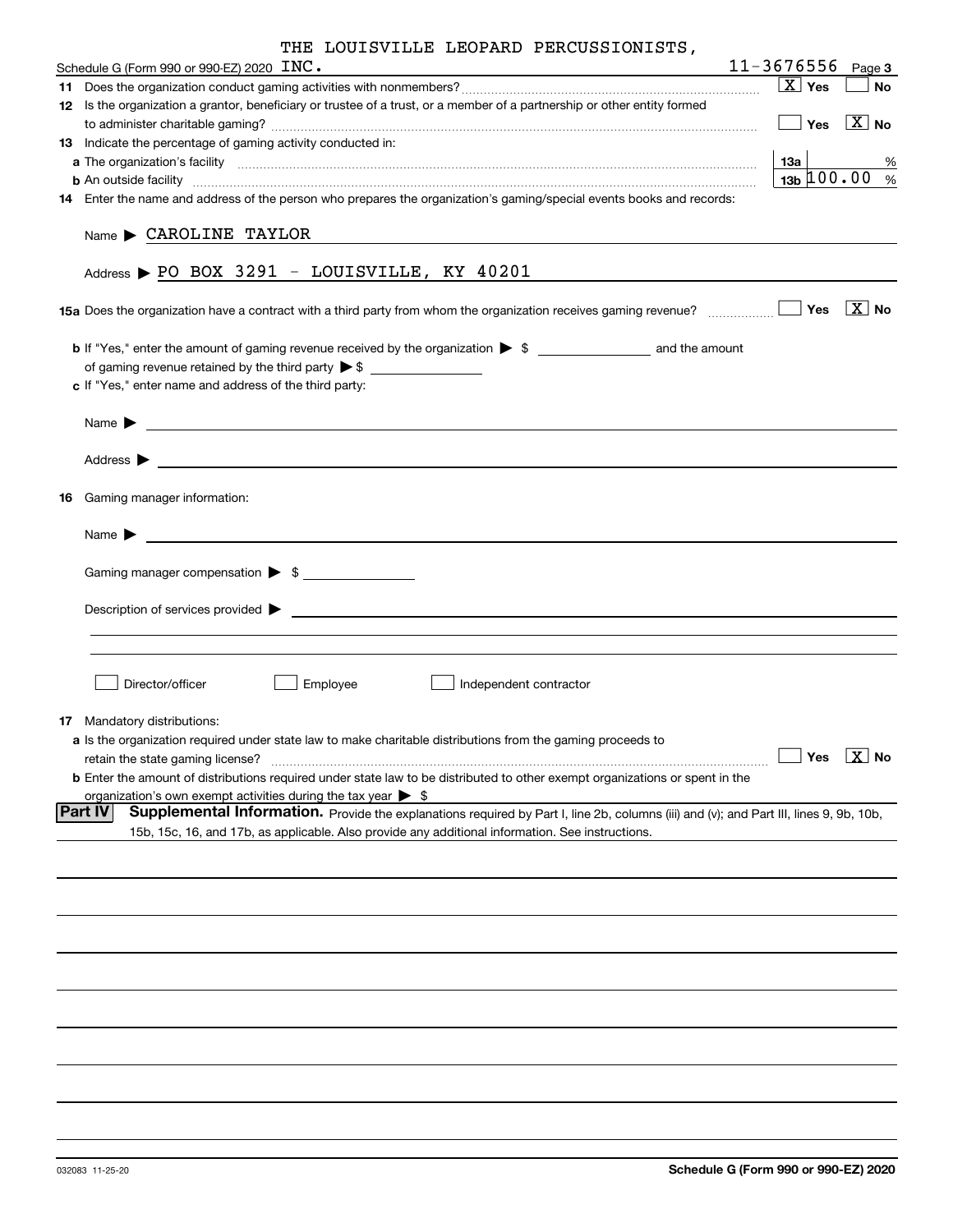Schedule G (Form 990 or 990-EZ) 2020 THE LOUISVILLE LEOPARD PERCUSSIONISTS, INC. 11-3676556 Page 3

**11** Does the organization conduct gaming activities with nonmembers? [X] Yes [ ] No

**12** Is the organization a grantor, beneficiary or trustee of a trust, or a member of a partnership or other entity formed to administer charitable gaming? [ ] Yes [X] No

**13** Indicate the percentage of gaming activity conducted in:

**a** The organization's facility **13a** %

**b** An outside facility **13b** 100.00 %

**14** Enter the name and address of the person who prepares the organization's gaming/special events books and records:

Name ▶ CAROLINE TAYLOR

Address ▶ PO BOX 3291 - LOUISVILLE, KY 40201

**15a** Does the organization have a contract with a third party from whom the organization receives gaming revenue? [ ] Yes [X] No

**b** If "Yes," enter the amount of gaming revenue received by the organization ▶ $ ________ and the amount of gaming revenue retained by the third party ▶ $ ________

**c** If "Yes," enter name and address of the third party:

Name ▶

Address ▶

**16** Gaming manager information:

Name ▶

Gaming manager compensation ▶ $

Description of services provided ▶

[ ] Director/officer [ ] Employee [ ] Independent contractor

**17** Mandatory distributions:

**a** Is the organization required under state law to make charitable distributions from the gaming proceeds to retain the state gaming license? [ ] Yes [X] No

**b** Enter the amount of distributions required under state law to be distributed to other exempt organizations or spent in the organization's own exempt activities during the tax year ▶ $

**Part IV** **Supplemental Information.** Provide the explanations required by Part I, line 2b, columns (iii) and (v); and Part III, lines 9, 9b, 10b, 15b, 15c, 16, and 17b, as applicable. Also provide any additional information. See instructions.

032083 11-25-20 **Schedule G (Form 990 or 990-EZ) 2020**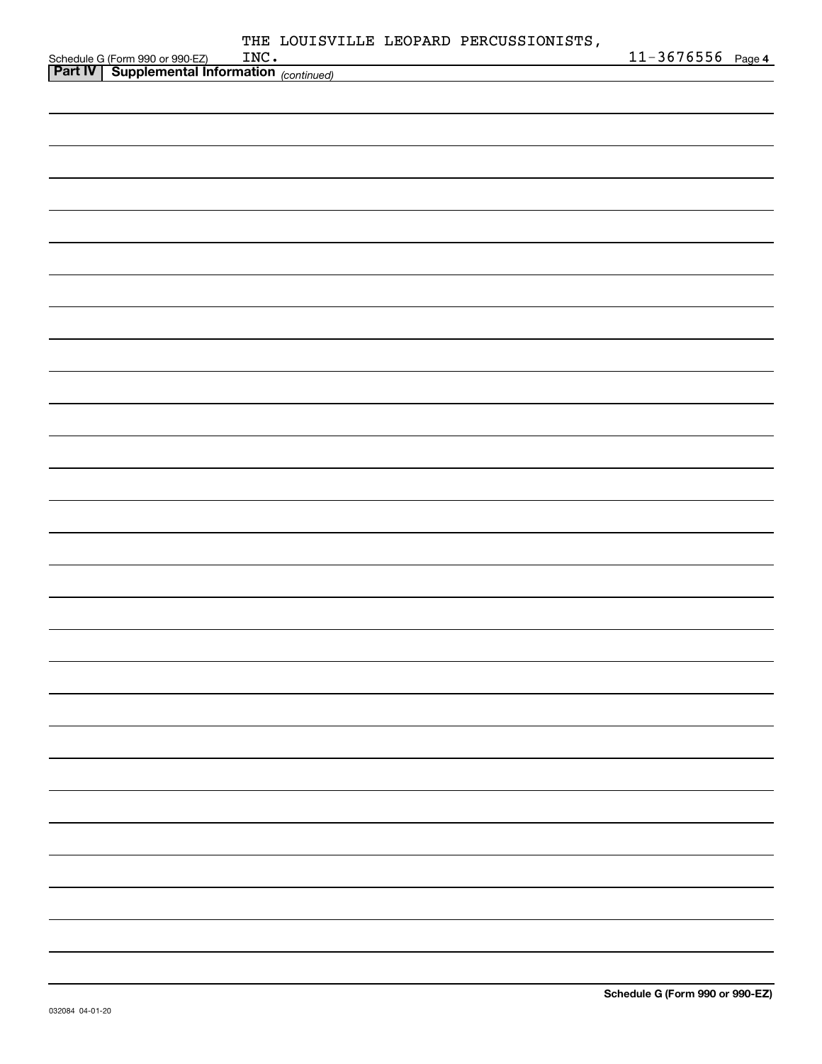THE LOUISVILLE LEOPARD PERCUSSIONISTS, INC. 11-3676556

**Part IV | Supplemental Information** *(continued)*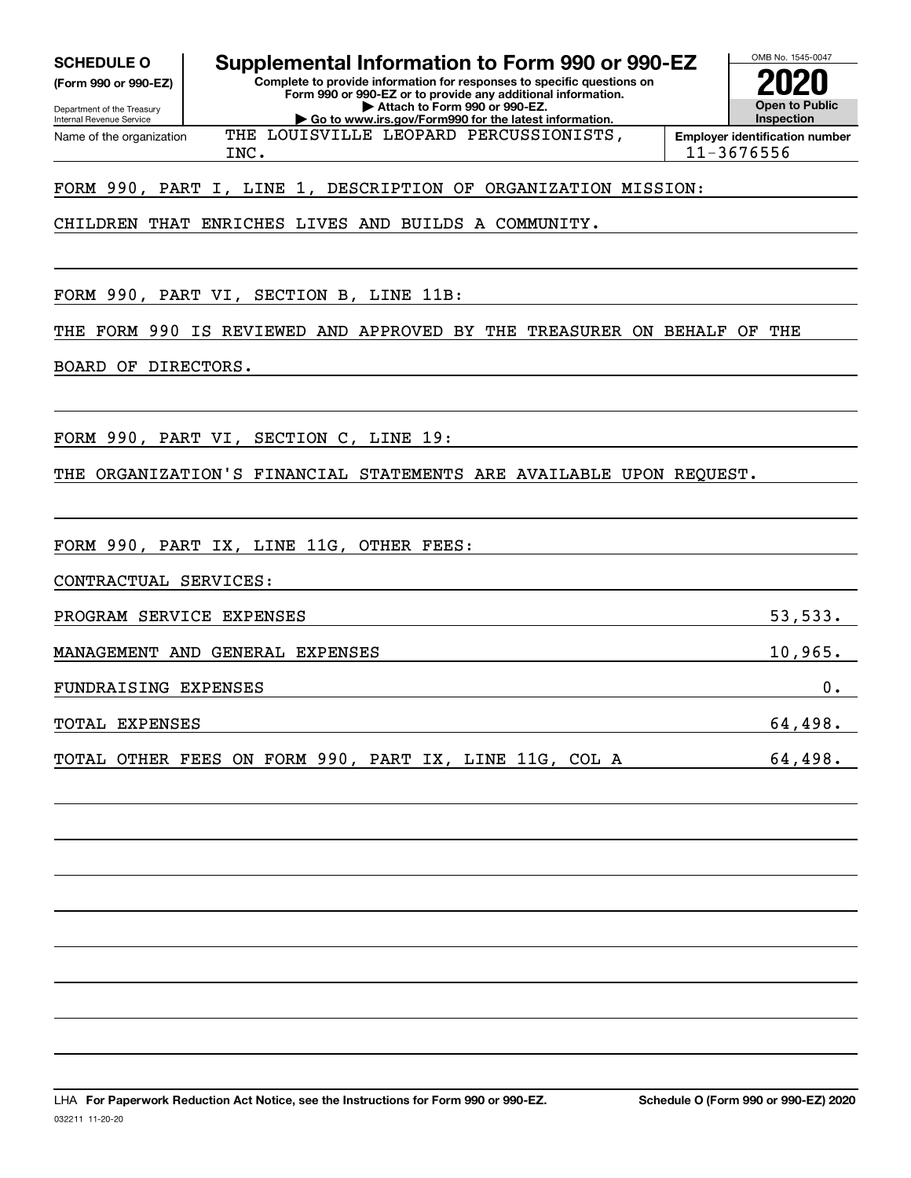**SCHEDULE O**
**(Form 990 or 990-EZ)**

Department of the Treasury
Internal Revenue Service

# Supplemental Information to Form 990 or 990-EZ

**Complete to provide information for responses to specific questions on Form 990 or 990-EZ or to provide any additional information.**
**▶ Attach to Form 990 or 990-EZ.**
**▶ Go to www.irs.gov/Form990 for the latest information.**

OMB No. 1545-0047
**2020**
**Open to Public Inspection**

Name of the organization: THE LOUISVILLE LEOPARD PERCUSSIONISTS, INC.

**Employer identification number** 11-3676556

FORM 990, PART I, LINE 1, DESCRIPTION OF ORGANIZATION MISSION:

CHILDREN THAT ENRICHES LIVES AND BUILDS A COMMUNITY.

FORM 990, PART VI, SECTION B, LINE 11B:

THE FORM 990 IS REVIEWED AND APPROVED BY THE TREASURER ON BEHALF OF THE BOARD OF DIRECTORS.

FORM 990, PART VI, SECTION C, LINE 19:

THE ORGANIZATION'S FINANCIAL STATEMENTS ARE AVAILABLE UPON REQUEST.

FORM 990, PART IX, LINE 11G, OTHER FEES:

CONTRACTUAL SERVICES:

| | |
|---|---|
| PROGRAM SERVICE EXPENSES | 53,533. |
| MANAGEMENT AND GENERAL EXPENSES | 10,965. |
| FUNDRAISING EXPENSES | 0. |
| TOTAL EXPENSES | 64,498. |
| TOTAL OTHER FEES ON FORM 990, PART IX, LINE 11G, COL A | 64,498. |

LHA **For Paperwork Reduction Act Notice, see the Instructions for Form 990 or 990-EZ.** **Schedule O (Form 990 or 990-EZ) 2020**

032211 11-20-20